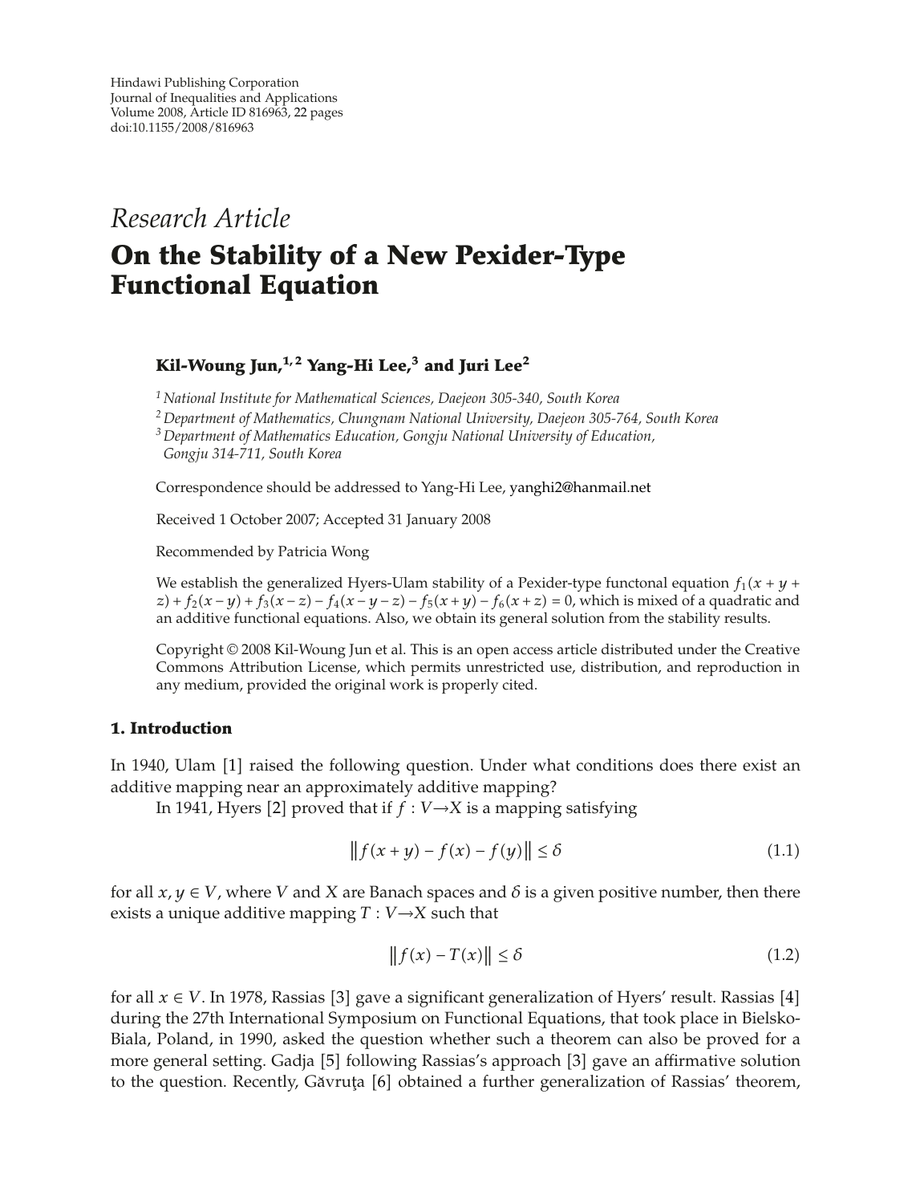Hindawi Publishing Corporation
Journal of Inequalities and Applications
Volume 2008, Article ID 816963, 22 pages
doi:10.1155/2008/816963

*Research Article*

# On the Stability of a New Pexider-Type Functional Equation

**Kil-Woung Jun,[1,2] Yang-Hi Lee,[3] and Juri Lee[2]**

[1] *National Institute for Mathematical Sciences, Daejeon 305-340, South Korea*
[2] *Department of Mathematics, Chungnam National University, Daejeon 305-764, South Korea*
[3] *Department of Mathematics Education, Gongju National University of Education, Gongju 314-711, South Korea*

Correspondence should be addressed to Yang-Hi Lee, yanghi2@hanmail.net

Received 1 October 2007; Accepted 31 January 2008

Recommended by Patricia Wong

We establish the generalized Hyers-Ulam stability of a Pexider-type functonal equation $f_1(x+y+z)+f_2(x-y)+f_3(x-z)-f_4(x-y-z)-f_5(x+y)-f_6(x+z)=0$, which is mixed of a quadratic and an additive functional equations. Also, we obtain its general solution from the stability results.

Copyright © 2008 Kil-Woung Jun et al. This is an open access article distributed under the Creative Commons Attribution License, which permits unrestricted use, distribution, and reproduction in any medium, provided the original work is properly cited.

## 1. Introduction

In 1940, Ulam [1] raised the following question. Under what conditions does there exist an additive mapping near an approximately additive mapping?

In 1941, Hyers [2] proved that if $f : V \to X$ is a mapping satisfying

$$\|f(x+y)-f(x)-f(y)\| \leq \delta \tag{1.1}$$

for all $x, y \in V$, where $V$ and $X$ are Banach spaces and $\delta$ is a given positive number, then there exists a unique additive mapping $T : V \to X$ such that

$$\|f(x)-T(x)\| \leq \delta \tag{1.2}$$

for all $x \in V$. In 1978, Rassias [3] gave a significant generalization of Hyers' result. Rassias [4] during the 27th International Symposium on Functional Equations, that took place in Bielsko-Biala, Poland, in 1990, asked the question whether such a theorem can also be proved for a more general setting. Gadja [5] following Rassias's approach [3] gave an affirmative solution to the question. Recently, Găvruţa [6] obtained a further generalization of Rassias' theorem,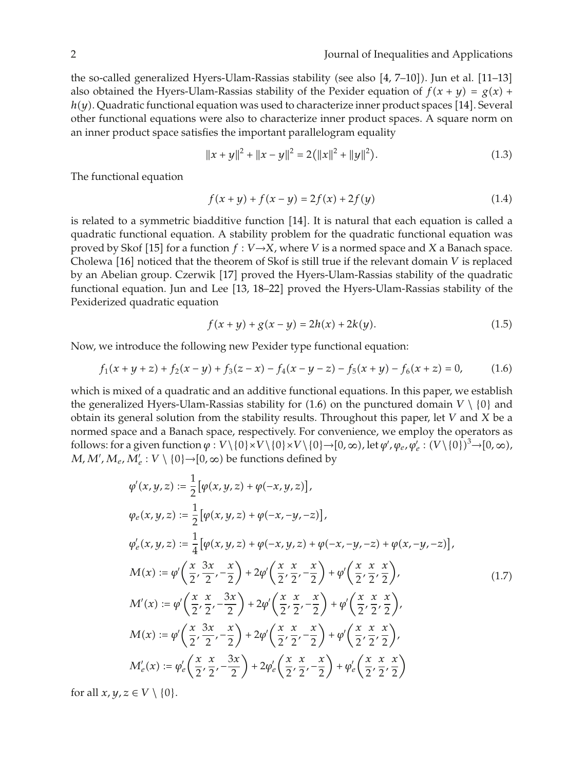the so-called generalized Hyers-Ulam-Rassias stability (see also [4, 7–10]). Jun et al. [11–13] also obtained the Hyers-Ulam-Rassias stability of the Pexider equation of $f(x+y) = g(x) + h(y)$. Quadratic functional equation was used to characterize inner product spaces [14]. Several other functional equations were also to characterize inner product spaces. A square norm on an inner product space satisfies the important parallelogram equality

$$\|x+y\|^2 + \|x-y\|^2 = 2\left(\|x\|^2 + \|y\|^2\right). \tag{1.3}$$

The functional equation

$$f(x+y) + f(x-y) = 2f(x) + 2f(y) \tag{1.4}$$

is related to a symmetric biadditive function [14]. It is natural that each equation is called a quadratic functional equation. A stability problem for the quadratic functional equation was proved by Skof [15] for a function $f : V \to X$, where $V$ is a normed space and $X$ a Banach space. Cholewa [16] noticed that the theorem of Skof is still true if the relevant domain $V$ is replaced by an Abelian group. Czerwik [17] proved the Hyers-Ulam-Rassias stability of the quadratic functional equation. Jun and Lee [13, 18–22] proved the Hyers-Ulam-Rassias stability of the Pexiderized quadratic equation

$$f(x+y) + g(x-y) = 2h(x) + 2k(y). \tag{1.5}$$

Now, we introduce the following new Pexider type functional equation:

$$f_1(x+y+z) + f_2(x-y) + f_3(z-x) - f_4(x-y-z) - f_5(x+y) - f_6(x+z) = 0, \tag{1.6}$$

which is mixed of a quadratic and an additive functional equations. In this paper, we establish the generalized Hyers-Ulam-Rassias stability for (1.6) on the punctured domain $V \setminus \{0\}$ and obtain its general solution from the stability results. Throughout this paper, let $V$ and $X$ be a normed space and a Banach space, respectively. For convenience, we employ the operators as follows: for a given function $\varphi : V\setminus\{0\} \times V\setminus\{0\} \times V\setminus\{0\} \to [0,\infty)$, let $\varphi', \varphi_e, \varphi'_e : (V\setminus\{0\})^3 \to [0,\infty)$, $M, M', M_e, M'_e : V \setminus \{0\} \to [0,\infty)$ be functions defined by

$$\begin{aligned}
\varphi'(x,y,z) &:= \frac{1}{2}\left[\varphi(x,y,z) + \varphi(-x,y,z)\right],\\
\varphi_e(x,y,z) &:= \frac{1}{2}\left[\varphi(x,y,z) + \varphi(-x,-y,-z)\right],\\
\varphi'_e(x,y,z) &:= \frac{1}{4}\left[\varphi(x,y,z) + \varphi(-x,y,z) + \varphi(-x,-y,-z) + \varphi(x,-y,-z)\right],\\
M(x) &:= \varphi'\left(\frac{x}{2}, \frac{3x}{2}, -\frac{x}{2}\right) + 2\varphi'\left(\frac{x}{2}, \frac{x}{2}, -\frac{x}{2}\right) + \varphi'\left(\frac{x}{2}, \frac{x}{2}, \frac{x}{2}\right),\\
M'(x) &:= \varphi'\left(\frac{x}{2}, \frac{x}{2}, -\frac{3x}{2}\right) + 2\varphi'\left(\frac{x}{2}, \frac{x}{2}, -\frac{x}{2}\right) + \varphi'\left(\frac{x}{2}, \frac{x}{2}, \frac{x}{2}\right),\\
M(x) &:= \varphi'\left(\frac{x}{2}, \frac{3x}{2}, -\frac{x}{2}\right) + 2\varphi'\left(\frac{x}{2}, \frac{x}{2}, -\frac{x}{2}\right) + \varphi'\left(\frac{x}{2}, \frac{x}{2}, \frac{x}{2}\right),\\
M'_e(x) &:= \varphi'_e\left(\frac{x}{2}, \frac{x}{2}, -\frac{3x}{2}\right) + 2\varphi'_e\left(\frac{x}{2}, \frac{x}{2}, -\frac{x}{2}\right) + \varphi'_e\left(\frac{x}{2}, \frac{x}{2}, \frac{x}{2}\right)
\end{aligned} \tag{1.7}$$

for all $x, y, z \in V \setminus \{0\}$.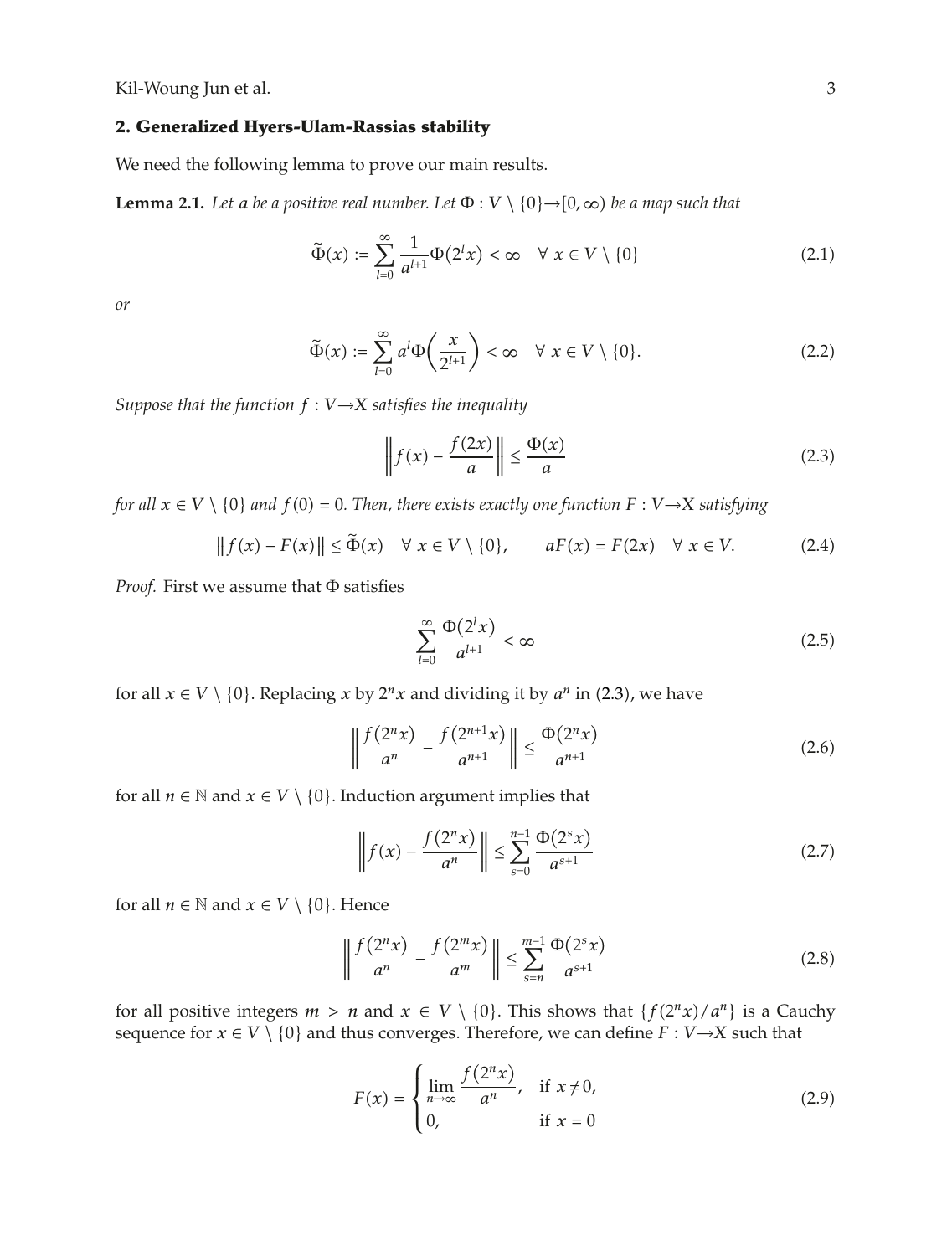## 2. Generalized Hyers-Ulam-Rassias stability

We need the following lemma to prove our main results.

**Lemma 2.1.** *Let $a$ be a positive real number. Let $\Phi : V \setminus \{0\} \to [0, \infty)$ be a map such that*

$$\widetilde{\Phi}(x) := \sum_{l=0}^{\infty} \frac{1}{a^{l+1}} \Phi(2^l x) < \infty \quad \forall\, x \in V \setminus \{0\} \tag{2.1}$$

*or*

$$\widetilde{\Phi}(x) := \sum_{l=0}^{\infty} a^l \Phi\left(\frac{x}{2^{l+1}}\right) < \infty \quad \forall\, x \in V \setminus \{0\}. \tag{2.2}$$

*Suppose that the function $f : V \to X$ satisfies the inequality*

$$\left\| f(x) - \frac{f(2x)}{a} \right\| \leq \frac{\Phi(x)}{a} \tag{2.3}$$

*for all $x \in V \setminus \{0\}$ and $f(0) = 0$. Then, there exists exactly one function $F : V \to X$ satisfying*

$$\| f(x) - F(x) \| \leq \widetilde{\Phi}(x) \quad \forall\, x \in V \setminus \{0\}, \qquad aF(x) = F(2x) \quad \forall\, x \in V. \tag{2.4}$$

*Proof.* First we assume that $\Phi$ satisfies

$$\sum_{l=0}^{\infty} \frac{\Phi(2^l x)}{a^{l+1}} < \infty \tag{2.5}$$

for all $x \in V \setminus \{0\}$. Replacing $x$ by $2^n x$ and dividing it by $a^n$ in (2.3), we have

$$\left\| \frac{f(2^n x)}{a^n} - \frac{f(2^{n+1} x)}{a^{n+1}} \right\| \leq \frac{\Phi(2^n x)}{a^{n+1}} \tag{2.6}$$

for all $n \in \mathbb{N}$ and $x \in V \setminus \{0\}$. Induction argument implies that

$$\left\| f(x) - \frac{f(2^n x)}{a^n} \right\| \leq \sum_{s=0}^{n-1} \frac{\Phi(2^s x)}{a^{s+1}} \tag{2.7}$$

for all $n \in \mathbb{N}$ and $x \in V \setminus \{0\}$. Hence

$$\left\| \frac{f(2^n x)}{a^n} - \frac{f(2^m x)}{a^m} \right\| \leq \sum_{s=n}^{m-1} \frac{\Phi(2^s x)}{a^{s+1}} \tag{2.8}$$

for all positive integers $m > n$ and $x \in V \setminus \{0\}$. This shows that $\{f(2^n x)/a^n\}$ is a Cauchy sequence for $x \in V \setminus \{0\}$ and thus converges. Therefore, we can define $F : V \to X$ such that

$$F(x) = \begin{cases} \lim\limits_{n \to \infty} \dfrac{f(2^n x)}{a^n}, & \text{if } x \neq 0, \\ 0, & \text{if } x = 0 \end{cases} \tag{2.9}$$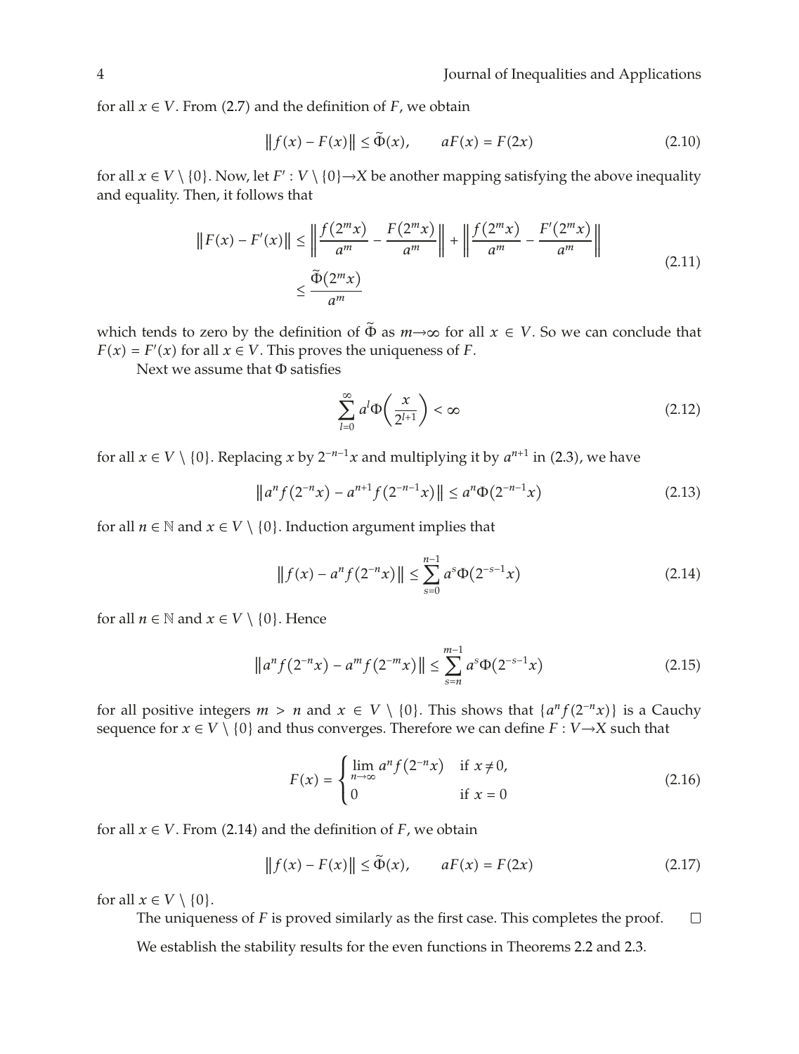for all $x \in V$. From (2.7) and the definition of $F$, we obtain

$$\|f(x) - F(x)\| \leq \widetilde{\Phi}(x), \qquad aF(x) = F(2x) \tag{2.10}$$

for all $x \in V \setminus \{0\}$. Now, let $F' : V \setminus \{0\} \to X$ be another mapping satisfying the above inequality and equality. Then, it follows that

$$\begin{aligned}\|F(x) - F'(x)\| &\leq \left\| \frac{f(2^m x)}{a^m} - \frac{F(2^m x)}{a^m} \right\| + \left\| \frac{f(2^m x)}{a^m} - \frac{F'(2^m x)}{a^m} \right\| \\ &\leq \frac{\widetilde{\Phi}(2^m x)}{a^m}\end{aligned} \tag{2.11}$$

which tends to zero by the definition of $\widetilde{\Phi}$ as $m \to \infty$ for all $x \in V$. So we can conclude that $F(x) = F'(x)$ for all $x \in V$. This proves the uniqueness of $F$.

Next we assume that $\Phi$ satisfies

$$\sum_{l=0}^{\infty} a^l \Phi\left(\frac{x}{2^{l+1}}\right) < \infty \tag{2.12}$$

for all $x \in V \setminus \{0\}$. Replacing $x$ by $2^{-n-1}x$ and multiplying it by $a^{n+1}$ in (2.3), we have

$$\|a^n f(2^{-n}x) - a^{n+1} f(2^{-n-1}x)\| \leq a^n \Phi(2^{-n-1}x) \tag{2.13}$$

for all $n \in \mathbb{N}$ and $x \in V \setminus \{0\}$. Induction argument implies that

$$\|f(x) - a^n f(2^{-n}x)\| \leq \sum_{s=0}^{n-1} a^s \Phi(2^{-s-1}x) \tag{2.14}$$

for all $n \in \mathbb{N}$ and $x \in V \setminus \{0\}$. Hence

$$\|a^n f(2^{-n}x) - a^m f(2^{-m}x)\| \leq \sum_{s=n}^{m-1} a^s \Phi(2^{-s-1}x) \tag{2.15}$$

for all positive integers $m > n$ and $x \in V \setminus \{0\}$. This shows that $\{a^n f(2^{-n}x)\}$ is a Cauchy sequence for $x \in V \setminus \{0\}$ and thus converges. Therefore we can define $F : V \to X$ such that

$$F(x) = \begin{cases} \lim_{n\to\infty} a^n f(2^{-n}x) & \text{if } x \neq 0, \\ 0 & \text{if } x = 0 \end{cases} \tag{2.16}$$

for all $x \in V$. From (2.14) and the definition of $F$, we obtain

$$\|f(x) - F(x)\| \leq \widetilde{\Phi}(x), \qquad aF(x) = F(2x) \tag{2.17}$$

for all $x \in V \setminus \{0\}$.

The uniqueness of $F$ is proved similarly as the first case. This completes the proof. □

We establish the stability results for the even functions in Theorems 2.2 and 2.3.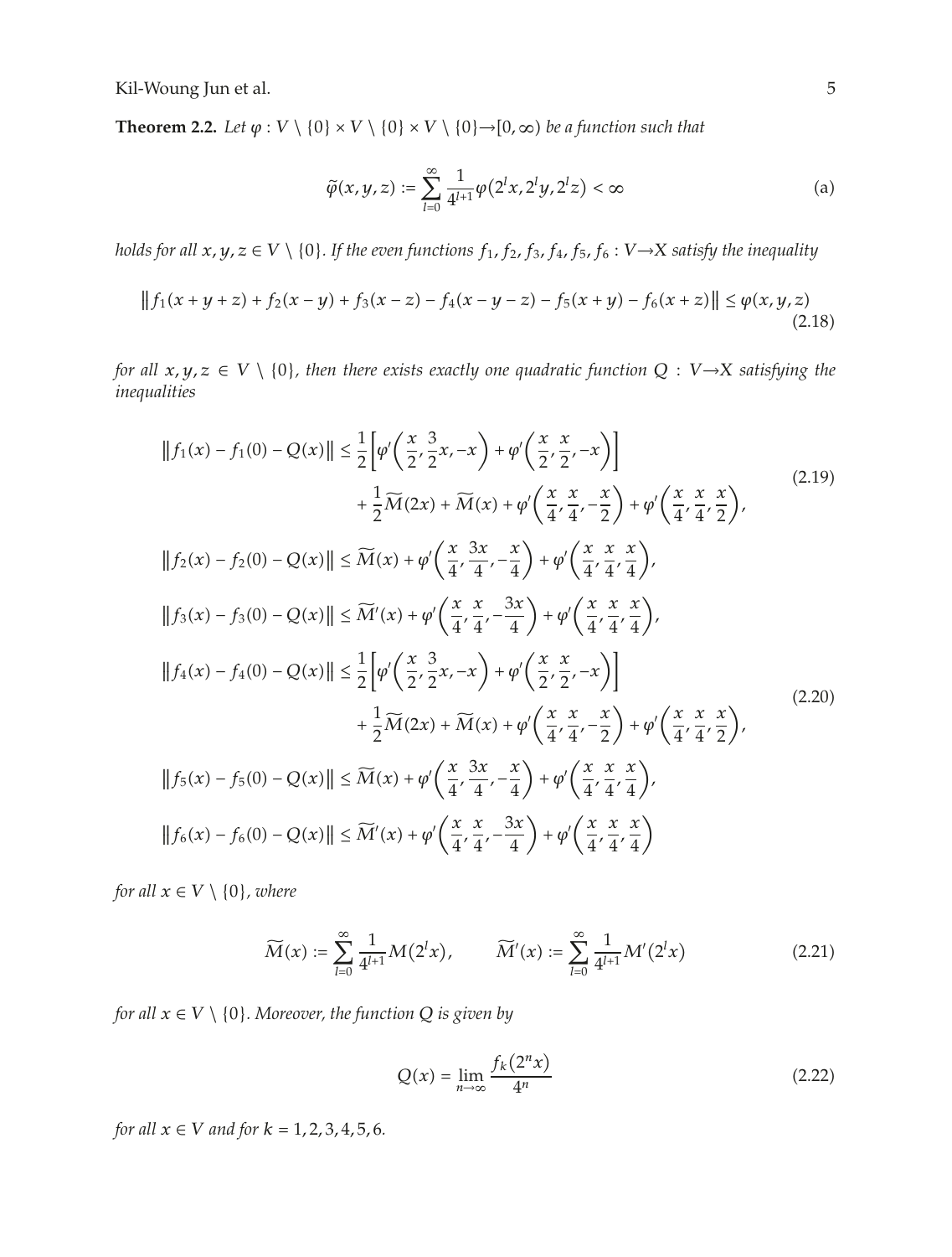**Theorem 2.2.** *Let $\varphi : V \setminus \{0\} \times V \setminus \{0\} \times V \setminus \{0\} \to [0, \infty)$ be a function such that*

$$\widetilde{\varphi}(x, y, z) := \sum_{l=0}^{\infty} \frac{1}{4^{l+1}} \varphi(2^l x, 2^l y, 2^l z) < \infty \tag{a}$$

*holds for all $x, y, z \in V \setminus \{0\}$. If the even functions $f_1, f_2, f_3, f_4, f_5, f_6 : V \to X$ satisfy the inequality*

$$\| f_1(x + y + z) + f_2(x - y) + f_3(x - z) - f_4(x - y - z) - f_5(x + y) - f_6(x + z) \| \leq \varphi(x, y, z) \tag{2.18}$$

*for all $x, y, z \in V \setminus \{0\}$, then there exists exactly one quadratic function $Q : V \to X$ satisfying the inequalities*

$$\begin{aligned}
\| f_1(x) - f_1(0) - Q(x) \| &\leq \frac{1}{2} \left[ \varphi'\left( \frac{x}{2}, \frac{3}{2}x, -x \right) + \varphi'\left( \frac{x}{2}, \frac{x}{2}, -x \right) \right] \\
&\quad + \frac{1}{2} \widetilde{M}(2x) + \widetilde{M}(x) + \varphi'\left( \frac{x}{4}, \frac{x}{4}, -\frac{x}{2} \right) + \varphi'\left( \frac{x}{4}, \frac{x}{4}, \frac{x}{2} \right), \\
\| f_2(x) - f_2(0) - Q(x) \| &\leq \widetilde{M}(x) + \varphi'\left( \frac{x}{4}, \frac{3x}{4}, -\frac{x}{4} \right) + \varphi'\left( \frac{x}{4}, \frac{x}{4}, \frac{x}{4} \right), \\
\| f_3(x) - f_3(0) - Q(x) \| &\leq \widetilde{M}'(x) + \varphi'\left( \frac{x}{4}, \frac{x}{4}, -\frac{3x}{4} \right) + \varphi'\left( \frac{x}{4}, \frac{x}{4}, \frac{x}{4} \right),
\end{aligned} \tag{2.19}$$

$$\begin{aligned}
\| f_4(x) - f_4(0) - Q(x) \| &\leq \frac{1}{2} \left[ \varphi'\left( \frac{x}{2}, \frac{3}{2}x, -x \right) + \varphi'\left( \frac{x}{2}, \frac{x}{2}, -x \right) \right] \\
&\quad + \frac{1}{2} \widetilde{M}(2x) + \widetilde{M}(x) + \varphi'\left( \frac{x}{4}, \frac{x}{4}, -\frac{x}{2} \right) + \varphi'\left( \frac{x}{4}, \frac{x}{4}, \frac{x}{2} \right), \\
\| f_5(x) - f_5(0) - Q(x) \| &\leq \widetilde{M}(x) + \varphi'\left( \frac{x}{4}, \frac{3x}{4}, -\frac{x}{4} \right) + \varphi'\left( \frac{x}{4}, \frac{x}{4}, \frac{x}{4} \right), \\
\| f_6(x) - f_6(0) - Q(x) \| &\leq \widetilde{M}'(x) + \varphi'\left( \frac{x}{4}, \frac{x}{4}, -\frac{3x}{4} \right) + \varphi'\left( \frac{x}{4}, \frac{x}{4}, \frac{x}{4} \right)
\end{aligned} \tag{2.20}$$

*for all $x \in V \setminus \{0\}$, where*

$$\widetilde{M}(x) := \sum_{l=0}^{\infty} \frac{1}{4^{l+1}} M(2^l x), \qquad \widetilde{M}'(x) := \sum_{l=0}^{\infty} \frac{1}{4^{l+1}} M'(2^l x) \tag{2.21}$$

*for all $x \in V \setminus \{0\}$. Moreover, the function $Q$ is given by*

$$Q(x) = \lim_{n \to \infty} \frac{f_k(2^n x)}{4^n} \tag{2.22}$$

*for all $x \in V$ and for $k = 1, 2, 3, 4, 5, 6$.*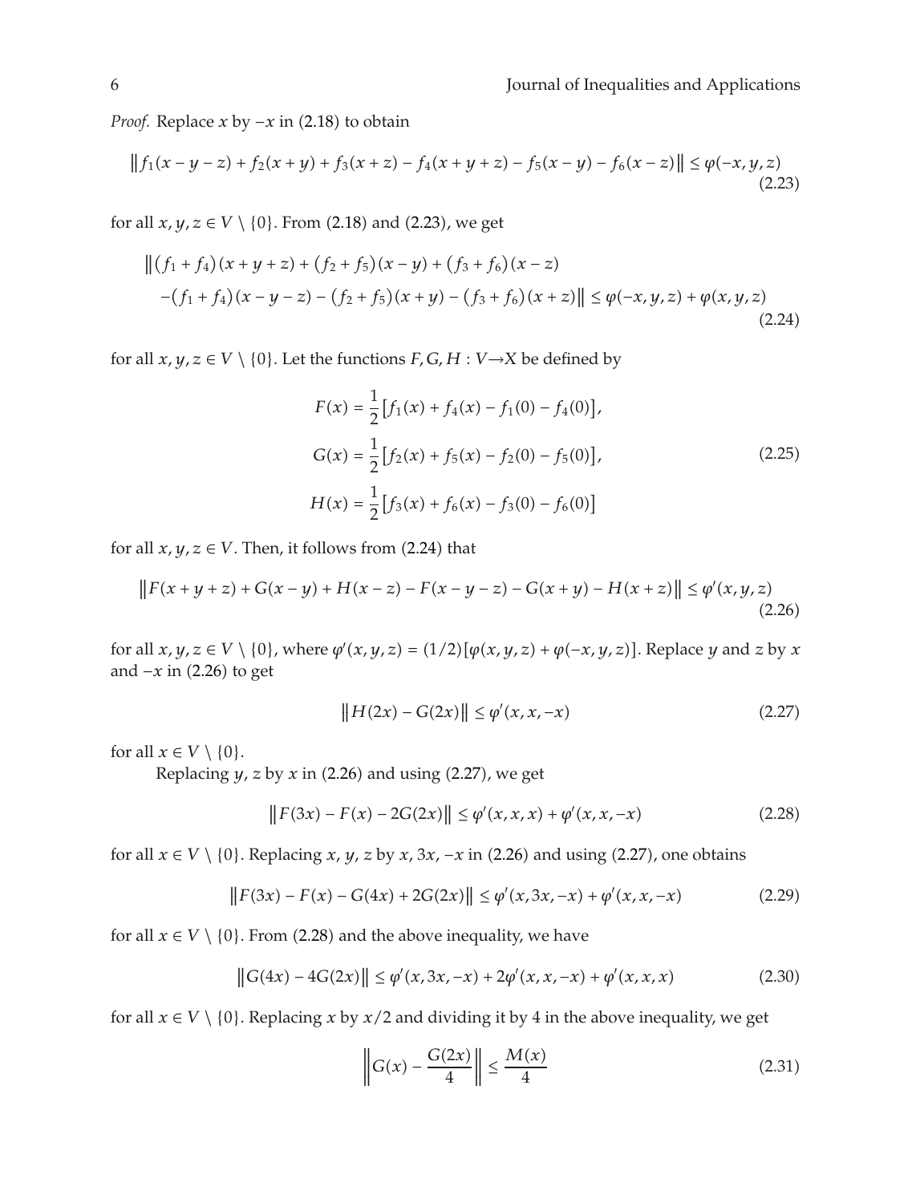*Proof.* Replace $x$ by $-x$ in (2.18) to obtain

$$\|f_1(x-y-z)+f_2(x+y)+f_3(x+z)-f_4(x+y+z)-f_5(x-y)-f_6(x-z)\| \leq \varphi(-x,y,z) \tag{2.23}$$

for all $x,y,z \in V \setminus \{0\}$. From (2.18) and (2.23), we get

$$\begin{aligned}
&\|(f_1+f_4)(x+y+z)+(f_2+f_5)(x-y)+(f_3+f_6)(x-z)\\
&\quad-(f_1+f_4)(x-y-z)-(f_2+f_5)(x+y)-(f_3+f_6)(x+z)\| \leq \varphi(-x,y,z)+\varphi(x,y,z)
\end{aligned} \tag{2.24}$$

for all $x,y,z \in V \setminus \{0\}$. Let the functions $F,G,H : V \to X$ be defined by

$$\begin{aligned}
F(x) &= \frac{1}{2}\left[f_1(x)+f_4(x)-f_1(0)-f_4(0)\right],\\
G(x) &= \frac{1}{2}\left[f_2(x)+f_5(x)-f_2(0)-f_5(0)\right],\\
H(x) &= \frac{1}{2}\left[f_3(x)+f_6(x)-f_3(0)-f_6(0)\right]
\end{aligned} \tag{2.25}$$

for all $x,y,z \in V$. Then, it follows from (2.24) that

$$\|F(x+y+z)+G(x-y)+H(x-z)-F(x-y-z)-G(x+y)-H(x+z)\| \leq \varphi'(x,y,z) \tag{2.26}$$

for all $x,y,z \in V \setminus \{0\}$, where $\varphi'(x,y,z) = (1/2)[\varphi(x,y,z)+\varphi(-x,y,z)]$. Replace $y$ and $z$ by $x$ and $-x$ in (2.26) to get

$$\|H(2x)-G(2x)\| \leq \varphi'(x,x,-x) \tag{2.27}$$

for all $x \in V \setminus \{0\}$.

Replacing $y$, $z$ by $x$ in (2.26) and using (2.27), we get

$$\|F(3x)-F(x)-2G(2x)\| \leq \varphi'(x,x,x)+\varphi'(x,x,-x) \tag{2.28}$$

for all $x \in V \setminus \{0\}$. Replacing $x$, $y$, $z$ by $x$, $3x$, $-x$ in (2.26) and using (2.27), one obtains

$$\|F(3x)-F(x)-G(4x)+2G(2x)\| \leq \varphi'(x,3x,-x)+\varphi'(x,x,-x) \tag{2.29}$$

for all $x \in V \setminus \{0\}$. From (2.28) and the above inequality, we have

$$\|G(4x)-4G(2x)\| \leq \varphi'(x,3x,-x)+2\varphi'(x,x,-x)+\varphi'(x,x,x) \tag{2.30}$$

for all $x \in V \setminus \{0\}$. Replacing $x$ by $x/2$ and dividing it by 4 in the above inequality, we get

$$\left\|G(x)-\frac{G(2x)}{4}\right\| \leq \frac{M(x)}{4} \tag{2.31}$$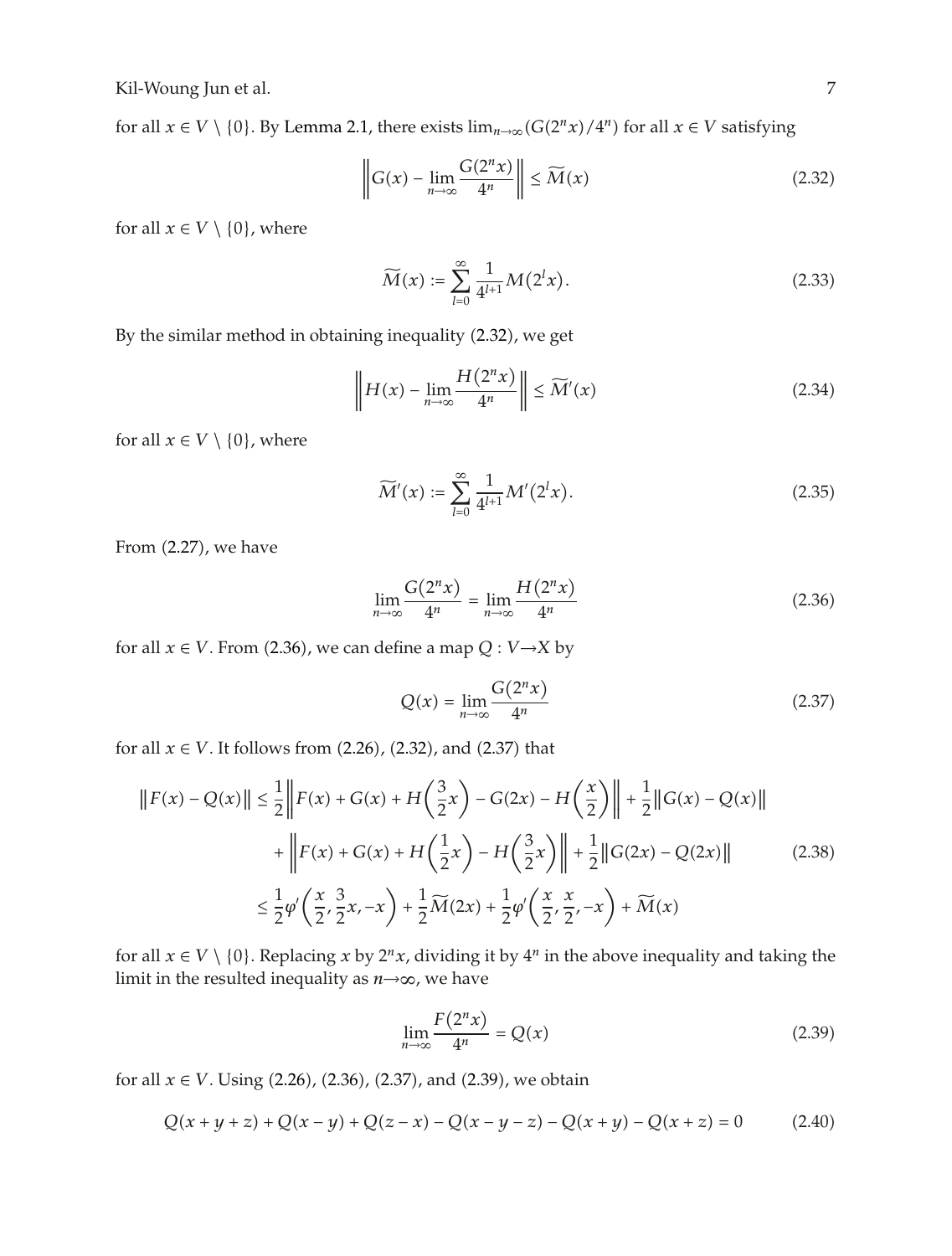for all $x \in V \setminus \{0\}$. By Lemma 2.1, there exists $\lim_{n\to\infty}(G(2^n x)/4^n)$ for all $x \in V$ satisfying

$$\left\| G(x) - \lim_{n\to\infty} \frac{G(2^n x)}{4^n} \right\| \le \widetilde{M}(x) \tag{2.32}$$

for all $x \in V \setminus \{0\}$, where

$$\widetilde{M}(x) := \sum_{l=0}^{\infty} \frac{1}{4^{l+1}} M(2^l x). \tag{2.33}$$

By the similar method in obtaining inequality (2.32), we get

$$\left\| H(x) - \lim_{n\to\infty} \frac{H(2^n x)}{4^n} \right\| \le \widetilde{M}'(x) \tag{2.34}$$

for all $x \in V \setminus \{0\}$, where

$$\widetilde{M}'(x) := \sum_{l=0}^{\infty} \frac{1}{4^{l+1}} M'(2^l x). \tag{2.35}$$

From (2.27), we have

$$\lim_{n\to\infty} \frac{G(2^n x)}{4^n} = \lim_{n\to\infty} \frac{H(2^n x)}{4^n} \tag{2.36}$$

for all $x \in V$. From (2.36), we can define a map $Q : V \to X$ by

$$Q(x) = \lim_{n\to\infty} \frac{G(2^n x)}{4^n} \tag{2.37}$$

for all $x \in V$. It follows from (2.26), (2.32), and (2.37) that

$$\begin{aligned}
\|F(x) - Q(x)\| &\le \frac{1}{2}\left\| F(x) + G(x) + H\left(\frac{3}{2}x\right) - G(2x) - H\left(\frac{x}{2}\right) \right\| + \frac{1}{2}\|G(x) - Q(x)\| \\
&\quad + \left\| F(x) + G(x) + H\left(\frac{1}{2}x\right) - H\left(\frac{3}{2}x\right) \right\| + \frac{1}{2}\|G(2x) - Q(2x)\| \\
&\le \frac{1}{2}\varphi'\left(\frac{x}{2}, \frac{3}{2}x, -x\right) + \frac{1}{2}\widetilde{M}(2x) + \frac{1}{2}\varphi'\left(\frac{x}{2}, \frac{x}{2}, -x\right) + \widetilde{M}(x)
\end{aligned} \tag{2.38}$$

for all $x \in V \setminus \{0\}$. Replacing $x$ by $2^n x$, dividing it by $4^n$ in the above inequality and taking the limit in the resulted inequality as $n \to \infty$, we have

$$\lim_{n\to\infty} \frac{F(2^n x)}{4^n} = Q(x) \tag{2.39}$$

for all $x \in V$. Using (2.26), (2.36), (2.37), and (2.39), we obtain

$$Q(x + y + z) + Q(x - y) + Q(z - x) - Q(x - y - z) - Q(x + y) - Q(x + z) = 0 \tag{2.40}$$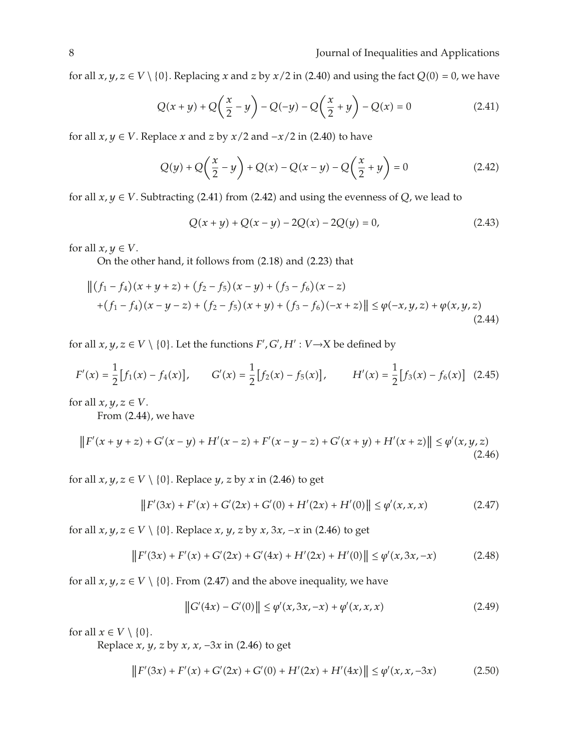for all $x, y, z \in V \setminus \{0\}$. Replacing $x$ and $z$ by $x/2$ in (2.40) and using the fact $Q(0) = 0$, we have

$$Q(x+y) + Q\left(\frac{x}{2} - y\right) - Q(-y) - Q\left(\frac{x}{2} + y\right) - Q(x) = 0 \tag{2.41}$$

for all $x, y \in V$. Replace $x$ and $z$ by $x/2$ and $-x/2$ in (2.40) to have

$$Q(y) + Q\left(\frac{x}{2} - y\right) + Q(x) - Q(x-y) - Q\left(\frac{x}{2} + y\right) = 0 \tag{2.42}$$

for all $x, y \in V$. Subtracting (2.41) from (2.42) and using the evenness of $Q$, we lead to

$$Q(x+y) + Q(x-y) - 2Q(x) - 2Q(y) = 0, \tag{2.43}$$

for all $x, y \in V$.

On the other hand, it follows from (2.18) and (2.23) that

$$\begin{aligned}
&\left\| (f_1 - f_4)(x+y+z) + (f_2 - f_5)(x-y) + (f_3 - f_6)(x-z) \right. \\
&\left. +(f_1 - f_4)(x-y-z) + (f_2 - f_5)(x+y) + (f_3 - f_6)(-x+z) \right\| \le \varphi(-x, y, z) + \varphi(x, y, z)
\end{aligned} \tag{2.44}$$

for all $x, y, z \in V \setminus \{0\}$. Let the functions $F', G', H' : V \to X$ be defined by

$$F'(x) = \frac{1}{2}\left[f_1(x) - f_4(x)\right], \qquad G'(x) = \frac{1}{2}\left[f_2(x) - f_5(x)\right], \qquad H'(x) = \frac{1}{2}\left[f_3(x) - f_6(x)\right] \tag{2.45}$$

for all $x, y, z \in V$.

From (2.44), we have

$$\left\| F'(x+y+z) + G'(x-y) + H'(x-z) + F'(x-y-z) + G'(x+y) + H'(x+z) \right\| \le \varphi'(x, y, z) \tag{2.46}$$

for all $x, y, z \in V \setminus \{0\}$. Replace $y$, $z$ by $x$ in (2.46) to get

$$\left\| F'(3x) + F'(x) + G'(2x) + G'(0) + H'(2x) + H'(0) \right\| \le \varphi'(x, x, x) \tag{2.47}$$

for all $x, y, z \in V \setminus \{0\}$. Replace $x$, $y$, $z$ by $x$, $3x$, $-x$ in (2.46) to get

$$\left\| F'(3x) + F'(x) + G'(2x) + G'(4x) + H'(2x) + H'(0) \right\| \le \varphi'(x, 3x, -x) \tag{2.48}$$

for all $x, y, z \in V \setminus \{0\}$. From (2.47) and the above inequality, we have

$$\left\| G'(4x) - G'(0) \right\| \le \varphi'(x, 3x, -x) + \varphi'(x, x, x) \tag{2.49}$$

for all $x \in V \setminus \{0\}$.

Replace $x$, $y$, $z$ by $x$, $x$, $-3x$ in (2.46) to get

$$\left\| F'(3x) + F'(x) + G'(2x) + G'(0) + H'(2x) + H'(4x) \right\| \le \varphi'(x, x, -3x) \tag{2.50}$$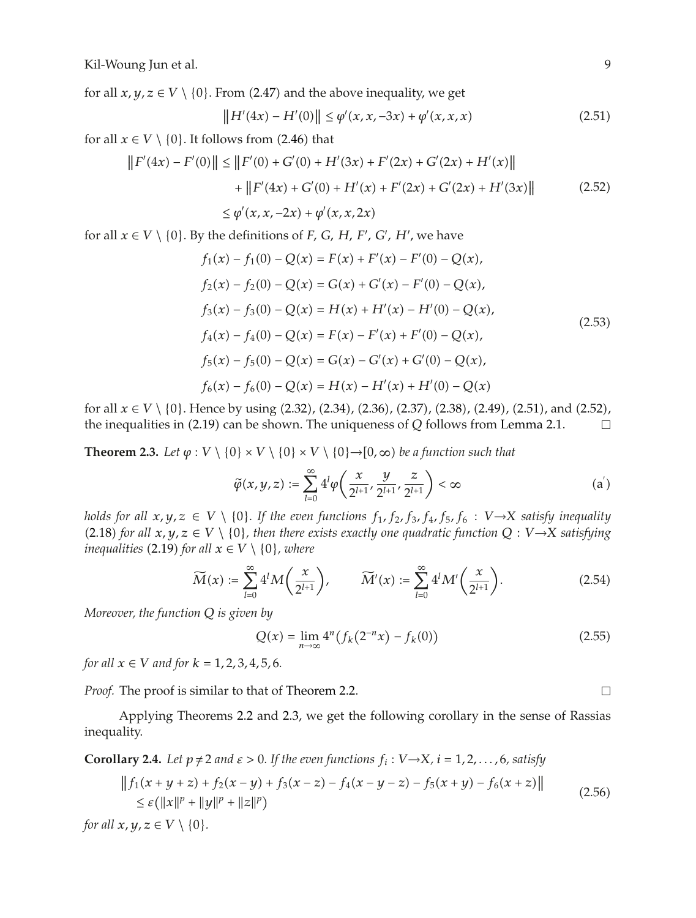for all $x, y, z \in V \setminus \{0\}$. From (2.47) and the above inequality, we get

$$\left\| H'(4x) - H'(0) \right\| \le \varphi'(x, x, -3x) + \varphi'(x, x, x) \tag{2.51}$$

for all $x \in V \setminus \{0\}$. It follows from (2.46) that

$$\begin{aligned} \left\| F'(4x) - F'(0) \right\| &\le \left\| F'(0) + G'(0) + H'(3x) + F'(2x) + G'(2x) + H'(x) \right\| \\ &\quad + \left\| F'(4x) + G'(0) + H'(x) + F'(2x) + G'(2x) + H'(3x) \right\| \\ &\le \varphi'(x, x, -2x) + \varphi'(x, x, 2x) \end{aligned} \tag{2.52}$$

for all $x \in V \setminus \{0\}$. By the definitions of $F$, $G$, $H$, $F'$, $G'$, $H'$, we have

$$\begin{aligned} f_1(x) - f_1(0) - Q(x) &= F(x) + F'(x) - F'(0) - Q(x), \\ f_2(x) - f_2(0) - Q(x) &= G(x) + G'(x) - F'(0) - Q(x), \\ f_3(x) - f_3(0) - Q(x) &= H(x) + H'(x) - H'(0) - Q(x), \\ f_4(x) - f_4(0) - Q(x) &= F(x) - F'(x) + F'(0) - Q(x), \\ f_5(x) - f_5(0) - Q(x) &= G(x) - G'(x) + G'(0) - Q(x), \\ f_6(x) - f_6(0) - Q(x) &= H(x) - H'(x) + H'(0) - Q(x) \end{aligned} \tag{2.53}$$

for all $x \in V \setminus \{0\}$. Hence by using (2.32), (2.34), (2.36), (2.37), (2.38), (2.49), (2.51), and (2.52), the inequalities in (2.19) can be shown. The uniqueness of $Q$ follows from Lemma 2.1. □

**Theorem 2.3.** *Let $\varphi : V \setminus \{0\} \times V \setminus \{0\} \times V \setminus \{0\} \to [0, \infty)$ be a function such that*

$$\widetilde{\varphi}(x, y, z) := \sum_{l=0}^{\infty} 4^l \varphi\left( \frac{x}{2^{l+1}}, \frac{y}{2^{l+1}}, \frac{z}{2^{l+1}} \right) < \infty \tag{a$'$}$$

*holds for all $x, y, z \in V \setminus \{0\}$. If the even functions $f_1, f_2, f_3, f_4, f_5, f_6 : V \to X$ satisfy inequality (2.18) for all $x, y, z \in V \setminus \{0\}$, then there exists exactly one quadratic function $Q : V \to X$ satisfying inequalities (2.19) for all $x \in V \setminus \{0\}$, where*

$$\widetilde{M}(x) := \sum_{l=0}^{\infty} 4^l M\left( \frac{x}{2^{l+1}} \right), \qquad \widetilde{M}'(x) := \sum_{l=0}^{\infty} 4^l M'\left( \frac{x}{2^{l+1}} \right). \tag{2.54}$$

*Moreover, the function $Q$ is given by*

$$Q(x) = \lim_{n \to \infty} 4^n \left( f_k(2^{-n} x) - f_k(0) \right) \tag{2.55}$$

*for all $x \in V$ and for $k = 1, 2, 3, 4, 5, 6$.*

*Proof.* The proof is similar to that of Theorem 2.2. □

Applying Theorems 2.2 and 2.3, we get the following corollary in the sense of Rassias inequality.

**Corollary 2.4.** *Let $p \neq 2$ and $\varepsilon > 0$. If the even functions $f_i : V \to X$, $i = 1, 2, \ldots, 6$, satisfy*

$$\begin{aligned} &\left\| f_1(x + y + z) + f_2(x - y) + f_3(x - z) - f_4(x - y - z) - f_5(x + y) - f_6(x + z) \right\| \\ &\quad \le \varepsilon \left( \|x\|^p + \|y\|^p + \|z\|^p \right) \end{aligned} \tag{2.56}$$

*for all $x, y, z \in V \setminus \{0\}$.*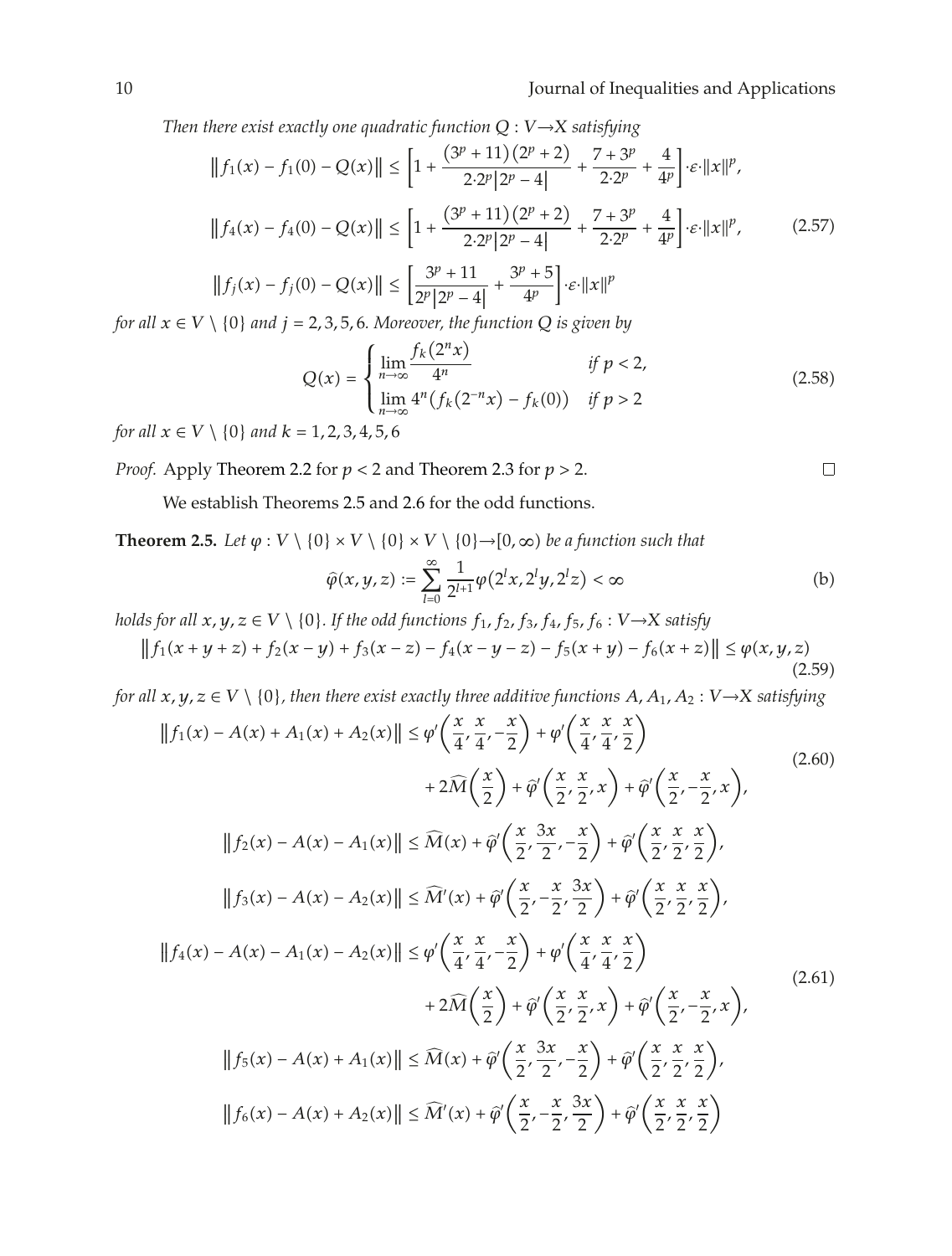*Then there exist exactly one quadratic function $Q : V \to X$ satisfying*

$$\|f_1(x) - f_1(0) - Q(x)\| \leq \left[1 + \frac{(3^p + 11)(2^p + 2)}{2 \cdot 2^p |2^p - 4|} + \frac{7 + 3^p}{2 \cdot 2^p} + \frac{4}{4^p}\right] \cdot \varepsilon \cdot \|x\|^p,$$

$$\|f_4(x) - f_4(0) - Q(x)\| \leq \left[1 + \frac{(3^p + 11)(2^p + 2)}{2 \cdot 2^p |2^p - 4|} + \frac{7 + 3^p}{2 \cdot 2^p} + \frac{4}{4^p}\right] \cdot \varepsilon \cdot \|x\|^p, \tag{2.57}$$

$$\|f_j(x) - f_j(0) - Q(x)\| \leq \left[\frac{3^p + 11}{2^p |2^p - 4|} + \frac{3^p + 5}{4^p}\right] \cdot \varepsilon \cdot \|x\|^p$$

*for all $x \in V \setminus \{0\}$ and $j = 2, 3, 5, 6$. Moreover, the function $Q$ is given by*

$$Q(x) = \begin{cases} \lim\limits_{n \to \infty} \dfrac{f_k(2^n x)}{4^n} & \text{if } p < 2, \\ \lim\limits_{n \to \infty} 4^n \left(f_k(2^{-n} x) - f_k(0)\right) & \text{if } p > 2 \end{cases} \tag{2.58}$$

*for all $x \in V \setminus \{0\}$ and $k = 1, 2, 3, 4, 5, 6$*

*Proof.* Apply Theorem 2.2 for $p < 2$ and Theorem 2.3 for $p > 2$. □

We establish Theorems 2.5 and 2.6 for the odd functions.

**Theorem 2.5.** *Let $\varphi : V \setminus \{0\} \times V \setminus \{0\} \times V \setminus \{0\} \to [0, \infty)$ be a function such that*

$$\widehat{\varphi}(x, y, z) := \sum_{l=0}^{\infty} \frac{1}{2^{l+1}} \varphi(2^l x, 2^l y, 2^l z) < \infty \tag{b}$$

*holds for all $x, y, z \in V \setminus \{0\}$. If the odd functions $f_1, f_2, f_3, f_4, f_5, f_6 : V \to X$ satisfy*

$$\|f_1(x + y + z) + f_2(x - y) + f_3(x - z) - f_4(x - y - z) - f_5(x + y) - f_6(x + z)\| \leq \varphi(x, y, z) \tag{2.59}$$

*for all $x, y, z \in V \setminus \{0\}$, then there exist exactly three additive functions $A, A_1, A_2 : V \to X$ satisfying*

$$\begin{aligned} \|f_1(x) - A(x) + A_1(x) + A_2(x)\| &\leq \varphi'\left(\frac{x}{4}, \frac{x}{4}, -\frac{x}{2}\right) + \varphi'\left(\frac{x}{4}, \frac{x}{4}, \frac{x}{2}\right) \\ &\quad + 2\widehat{M}\left(\frac{x}{2}\right) + \widehat{\varphi}'\left(\frac{x}{2}, \frac{x}{2}, x\right) + \widehat{\varphi}'\left(\frac{x}{2}, -\frac{x}{2}, x\right), \end{aligned} \tag{2.60}$$

$$\|f_2(x) - A(x) - A_1(x)\| \leq \widehat{M}(x) + \widehat{\varphi}'\left(\frac{x}{2}, \frac{3x}{2}, -\frac{x}{2}\right) + \widehat{\varphi}'\left(\frac{x}{2}, \frac{x}{2}, \frac{x}{2}\right),$$

$$\|f_3(x) - A(x) - A_2(x)\| \leq \widehat{M}'(x) + \widehat{\varphi}'\left(\frac{x}{2}, -\frac{x}{2}, \frac{3x}{2}\right) + \widehat{\varphi}'\left(\frac{x}{2}, \frac{x}{2}, \frac{x}{2}\right),$$

$$\begin{aligned} \|f_4(x) - A(x) - A_1(x) - A_2(x)\| &\leq \varphi'\left(\frac{x}{4}, \frac{x}{4}, -\frac{x}{2}\right) + \varphi'\left(\frac{x}{4}, \frac{x}{4}, \frac{x}{2}\right) \\ &\quad + 2\widehat{M}\left(\frac{x}{2}\right) + \widehat{\varphi}'\left(\frac{x}{2}, \frac{x}{2}, x\right) + \widehat{\varphi}'\left(\frac{x}{2}, -\frac{x}{2}, x\right), \end{aligned} \tag{2.61}$$

$$\|f_5(x) - A(x) + A_1(x)\| \leq \widehat{M}(x) + \widehat{\varphi}'\left(\frac{x}{2}, \frac{3x}{2}, -\frac{x}{2}\right) + \widehat{\varphi}'\left(\frac{x}{2}, \frac{x}{2}, \frac{x}{2}\right),$$

$$\|f_6(x) - A(x) + A_2(x)\| \leq \widehat{M}'(x) + \widehat{\varphi}'\left(\frac{x}{2}, -\frac{x}{2}, \frac{3x}{2}\right) + \widehat{\varphi}'\left(\frac{x}{2}, \frac{x}{2}, \frac{x}{2}\right)$$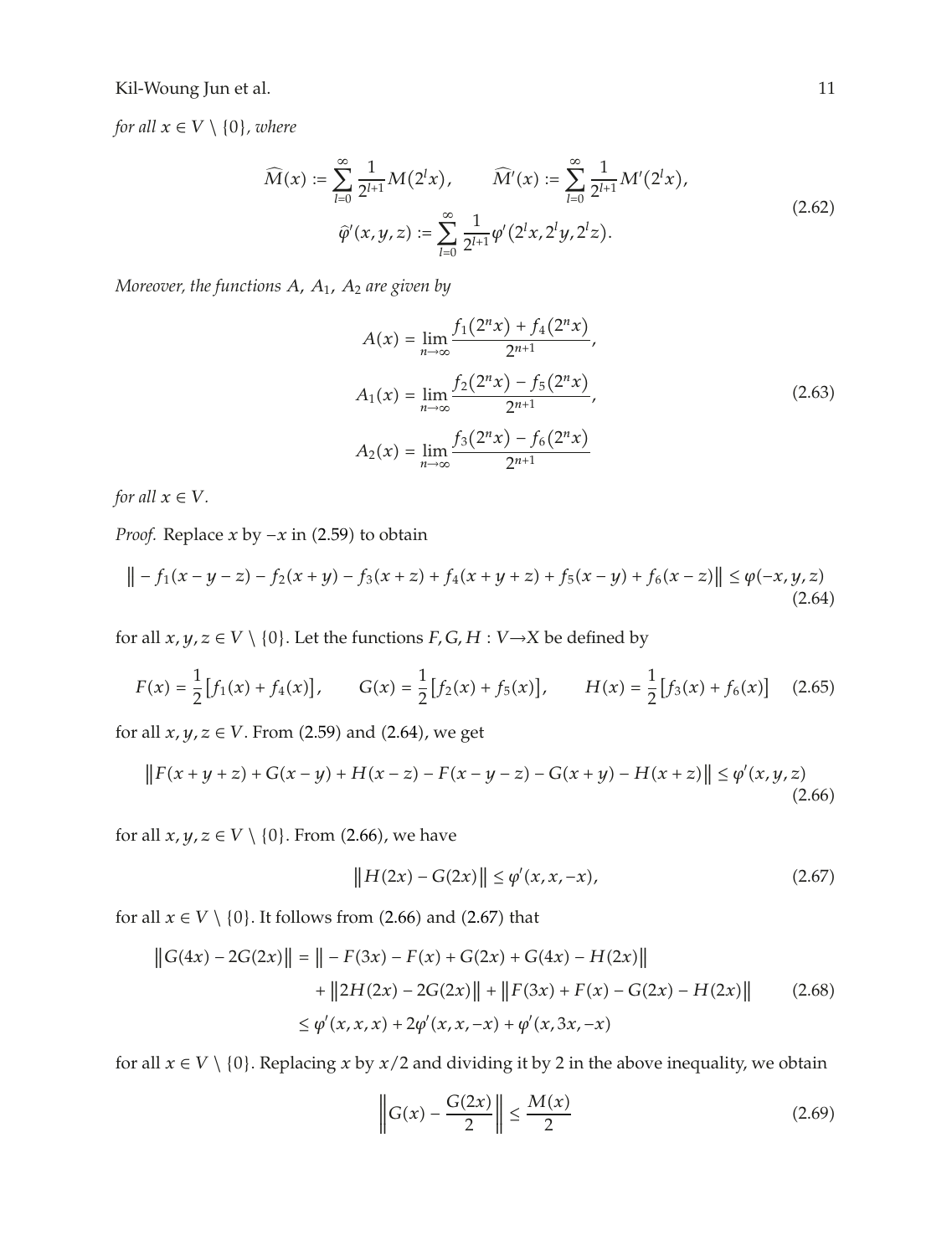*for all* $x \in V \setminus \{0\}$, *where*

$$\widehat{M}(x) := \sum_{l=0}^{\infty} \frac{1}{2^{l+1}} M(2^l x), \qquad \widehat{M'}(x) := \sum_{l=0}^{\infty} \frac{1}{2^{l+1}} M'(2^l x),$$
$$\widehat{\varphi}'(x,y,z) := \sum_{l=0}^{\infty} \frac{1}{2^{l+1}} \varphi'(2^l x, 2^l y, 2^l z). \tag{2.62}$$

*Moreover, the functions* $A$, $A_1$, $A_2$ *are given by*

$$A(x) = \lim_{n\to\infty} \frac{f_1(2^n x) + f_4(2^n x)}{2^{n+1}},$$
$$A_1(x) = \lim_{n\to\infty} \frac{f_2(2^n x) - f_5(2^n x)}{2^{n+1}}, \tag{2.63}$$
$$A_2(x) = \lim_{n\to\infty} \frac{f_3(2^n x) - f_6(2^n x)}{2^{n+1}}$$

*for all* $x \in V$.

*Proof.* Replace $x$ by $-x$ in (2.59) to obtain

$$\left\| -f_1(x-y-z) - f_2(x+y) - f_3(x+z) + f_4(x+y+z) + f_5(x-y) + f_6(x-z) \right\| \le \varphi(-x,y,z) \tag{2.64}$$

for all $x, y, z \in V \setminus \{0\}$. Let the functions $F, G, H : V \to X$ be defined by

$$F(x) = \frac{1}{2}\left[f_1(x) + f_4(x)\right], \qquad G(x) = \frac{1}{2}\left[f_2(x) + f_5(x)\right], \qquad H(x) = \frac{1}{2}\left[f_3(x) + f_6(x)\right] \tag{2.65}$$

for all $x, y, z \in V$. From (2.59) and (2.64), we get

$$\left\| F(x+y+z) + G(x-y) + H(x-z) - F(x-y-z) - G(x+y) - H(x+z) \right\| \le \varphi'(x,y,z) \tag{2.66}$$

for all $x, y, z \in V \setminus \{0\}$. From (2.66), we have

$$\left\| H(2x) - G(2x) \right\| \le \varphi'(x,x,-x), \tag{2.67}$$

for all $x \in V \setminus \{0\}$. It follows from (2.66) and (2.67) that

$$\begin{aligned}
\left\| G(4x) - 2G(2x) \right\| &= \left\| -F(3x) - F(x) + G(2x) + G(4x) - H(2x) \right\| \\
&\quad + \left\| 2H(2x) - 2G(2x) \right\| + \left\| F(3x) + F(x) - G(2x) - H(2x) \right\| \\
&\le \varphi'(x,x,x) + 2\varphi'(x,x,-x) + \varphi'(x,3x,-x)
\end{aligned} \tag{2.68}$$

for all $x \in V \setminus \{0\}$. Replacing $x$ by $x/2$ and dividing it by 2 in the above inequality, we obtain

$$\left\| G(x) - \frac{G(2x)}{2} \right\| \le \frac{M(x)}{2} \tag{2.69}$$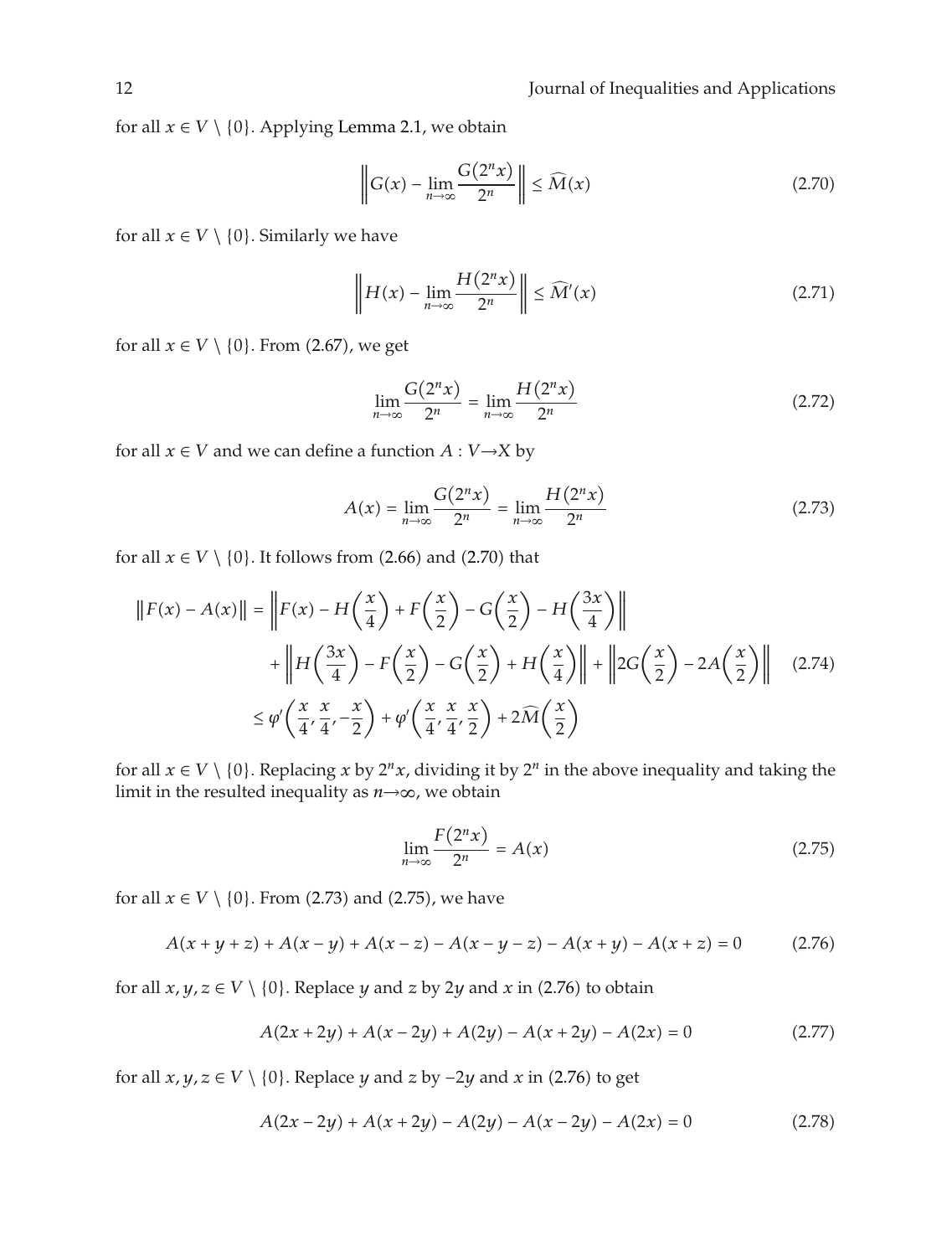for all $x \in V \setminus \{0\}$. Applying Lemma 2.1, we obtain

$$\left\| G(x) - \lim_{n\to\infty} \frac{G(2^n x)}{2^n} \right\| \leq \widehat{M}(x) \tag{2.70}$$

for all $x \in V \setminus \{0\}$. Similarly we have

$$\left\| H(x) - \lim_{n\to\infty} \frac{H(2^n x)}{2^n} \right\| \leq \widehat{M}'(x) \tag{2.71}$$

for all $x \in V \setminus \{0\}$. From (2.67), we get

$$\lim_{n\to\infty} \frac{G(2^n x)}{2^n} = \lim_{n\to\infty} \frac{H(2^n x)}{2^n} \tag{2.72}$$

for all $x \in V$ and we can define a function $A : V \to X$ by

$$A(x) = \lim_{n\to\infty} \frac{G(2^n x)}{2^n} = \lim_{n\to\infty} \frac{H(2^n x)}{2^n} \tag{2.73}$$

for all $x \in V \setminus \{0\}$. It follows from (2.66) and (2.70) that

$$\begin{aligned}
\|F(x) - A(x)\| &= \left\| F(x) - H\left(\frac{x}{4}\right) + F\left(\frac{x}{2}\right) - G\left(\frac{x}{2}\right) - H\left(\frac{3x}{4}\right) \right\| \\
&\quad + \left\| H\left(\frac{3x}{4}\right) - F\left(\frac{x}{2}\right) - G\left(\frac{x}{2}\right) + H\left(\frac{x}{4}\right) \right\| + \left\| 2G\left(\frac{x}{2}\right) - 2A\left(\frac{x}{2}\right) \right\| \\
&\leq \varphi'\left(\frac{x}{4}, \frac{x}{4}, -\frac{x}{2}\right) + \varphi'\left(\frac{x}{4}, \frac{x}{4}, \frac{x}{2}\right) + 2\widehat{M}\left(\frac{x}{2}\right)
\end{aligned} \tag{2.74}$$

for all $x \in V \setminus \{0\}$. Replacing $x$ by $2^n x$, dividing it by $2^n$ in the above inequality and taking the limit in the resulted inequality as $n \to \infty$, we obtain

$$\lim_{n\to\infty} \frac{F(2^n x)}{2^n} = A(x) \tag{2.75}$$

for all $x \in V \setminus \{0\}$. From (2.73) and (2.75), we have

$$A(x + y + z) + A(x - y) + A(x - z) - A(x - y - z) - A(x + y) - A(x + z) = 0 \tag{2.76}$$

for all $x, y, z \in V \setminus \{0\}$. Replace $y$ and $z$ by $2y$ and $x$ in (2.76) to obtain

$$A(2x + 2y) + A(x - 2y) + A(2y) - A(x + 2y) - A(2x) = 0 \tag{2.77}$$

for all $x, y, z \in V \setminus \{0\}$. Replace $y$ and $z$ by $-2y$ and $x$ in (2.76) to get

$$A(2x - 2y) + A(x + 2y) - A(2y) - A(x - 2y) - A(2x) = 0 \tag{2.78}$$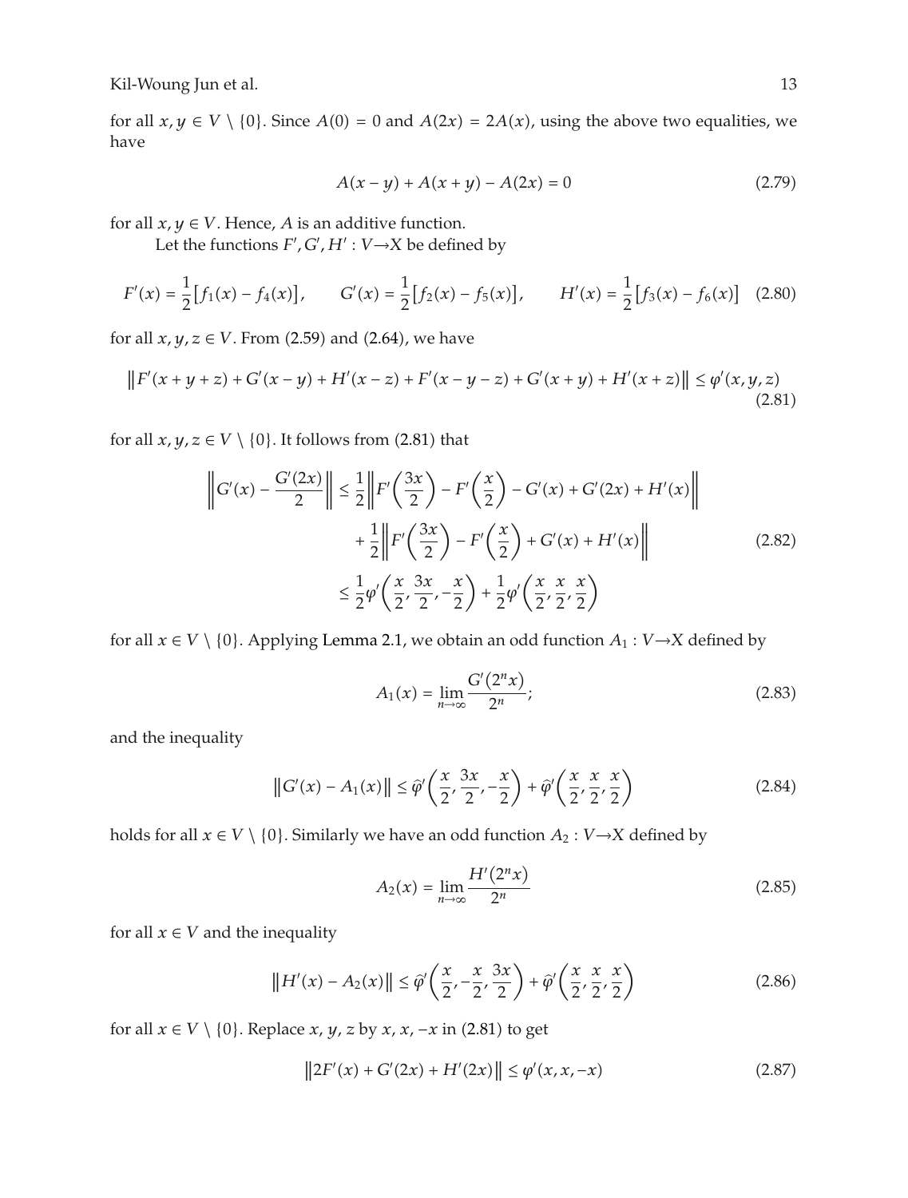for all $x, y \in V \setminus \{0\}$. Since $A(0) = 0$ and $A(2x) = 2A(x)$, using the above two equalities, we have

$$A(x-y) + A(x+y) - A(2x) = 0 \tag{2.79}$$

for all $x, y \in V$. Hence, $A$ is an additive function.

Let the functions $F', G', H' : V \to X$ be defined by

$$F'(x) = \frac{1}{2}\left[f_1(x) - f_4(x)\right], \qquad G'(x) = \frac{1}{2}\left[f_2(x) - f_5(x)\right], \qquad H'(x) = \frac{1}{2}\left[f_3(x) - f_6(x)\right] \tag{2.80}$$

for all $x, y, z \in V$. From (2.59) and (2.64), we have

$$\left\|F'(x+y+z) + G'(x-y) + H'(x-z) + F'(x-y-z) + G'(x+y) + H'(x+z)\right\| \le \varphi'(x, y, z) \tag{2.81}$$

for all $x, y, z \in V \setminus \{0\}$. It follows from (2.81) that

$$\begin{aligned}
\left\|G'(x) - \frac{G'(2x)}{2}\right\| &\le \frac{1}{2}\left\|F'\left(\frac{3x}{2}\right) - F'\left(\frac{x}{2}\right) - G'(x) + G'(2x) + H'(x)\right\| \\
&\quad + \frac{1}{2}\left\|F'\left(\frac{3x}{2}\right) - F'\left(\frac{x}{2}\right) + G'(x) + H'(x)\right\| \\
&\le \frac{1}{2}\varphi'\left(\frac{x}{2}, \frac{3x}{2}, -\frac{x}{2}\right) + \frac{1}{2}\varphi'\left(\frac{x}{2}, \frac{x}{2}, \frac{x}{2}\right)
\end{aligned} \tag{2.82}$$

for all $x \in V \setminus \{0\}$. Applying Lemma 2.1, we obtain an odd function $A_1 : V \to X$ defined by

$$A_1(x) = \lim_{n\to\infty} \frac{G'(2^n x)}{2^n}; \tag{2.83}$$

and the inequality

$$\left\|G'(x) - A_1(x)\right\| \le \widehat{\varphi}'\left(\frac{x}{2}, \frac{3x}{2}, -\frac{x}{2}\right) + \widehat{\varphi}'\left(\frac{x}{2}, \frac{x}{2}, \frac{x}{2}\right) \tag{2.84}$$

holds for all $x \in V \setminus \{0\}$. Similarly we have an odd function $A_2 : V \to X$ defined by

$$A_2(x) = \lim_{n\to\infty} \frac{H'(2^n x)}{2^n} \tag{2.85}$$

for all $x \in V$ and the inequality

$$\left\|H'(x) - A_2(x)\right\| \le \widehat{\varphi}'\left(\frac{x}{2}, -\frac{x}{2}, \frac{3x}{2}\right) + \widehat{\varphi}'\left(\frac{x}{2}, \frac{x}{2}, \frac{x}{2}\right) \tag{2.86}$$

for all $x \in V \setminus \{0\}$. Replace $x, y, z$ by $x, x, -x$ in (2.81) to get

$$\left\|2F'(x) + G'(2x) + H'(2x)\right\| \le \varphi'(x, x, -x) \tag{2.87}$$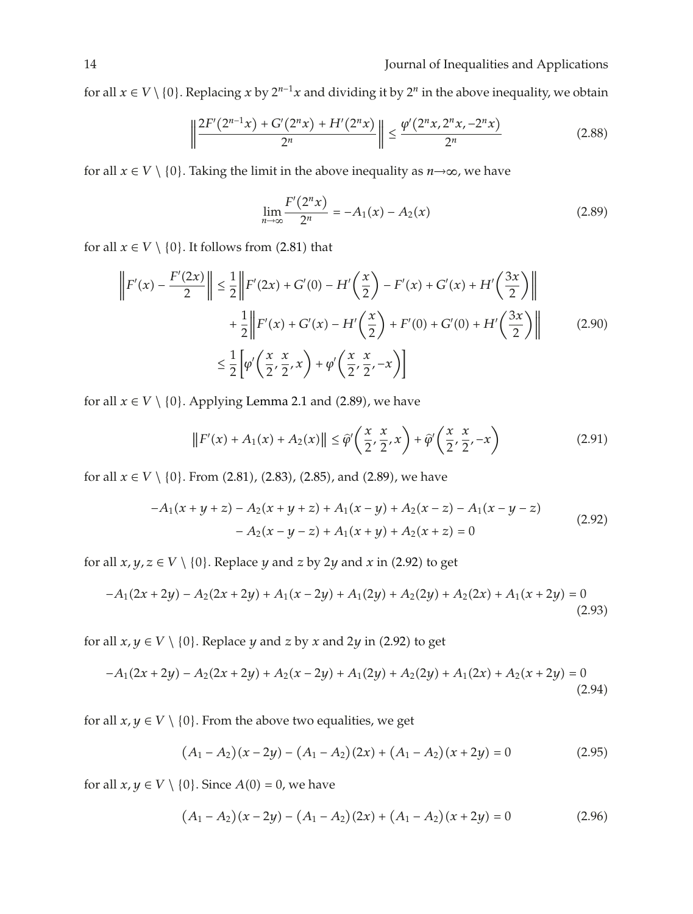for all $x \in V \setminus \{0\}$. Replacing $x$ by $2^{n-1}x$ and dividing it by $2^n$ in the above inequality, we obtain

$$\left\| \frac{2F'(2^{n-1}x) + G'(2^n x) + H'(2^n x)}{2^n} \right\| \leq \frac{\varphi'(2^n x, 2^n x, -2^n x)}{2^n} \tag{2.88}$$

for all $x \in V \setminus \{0\}$. Taking the limit in the above inequality as $n \to \infty$, we have

$$\lim_{n\to\infty} \frac{F'(2^n x)}{2^n} = -A_1(x) - A_2(x) \tag{2.89}$$

for all $x \in V \setminus \{0\}$. It follows from (2.81) that

$$\begin{aligned}
\left\| F'(x) - \frac{F'(2x)}{2} \right\| &\leq \frac{1}{2} \left\| F'(2x) + G'(0) - H'\left(\frac{x}{2}\right) - F'(x) + G'(x) + H'\left(\frac{3x}{2}\right) \right\| \\
&\quad + \frac{1}{2} \left\| F'(x) + G'(x) - H'\left(\frac{x}{2}\right) + F'(0) + G'(0) + H'\left(\frac{3x}{2}\right) \right\| \\
&\leq \frac{1}{2} \left[ \varphi'\left(\frac{x}{2}, \frac{x}{2}, x\right) + \varphi'\left(\frac{x}{2}, \frac{x}{2}, -x\right) \right]
\end{aligned} \tag{2.90}$$

for all $x \in V \setminus \{0\}$. Applying Lemma 2.1 and (2.89), we have

$$\left\| F'(x) + A_1(x) + A_2(x) \right\| \leq \widehat{\varphi}'\left(\frac{x}{2}, \frac{x}{2}, x\right) + \widehat{\varphi}'\left(\frac{x}{2}, \frac{x}{2}, -x\right) \tag{2.91}$$

for all $x \in V \setminus \{0\}$. From (2.81), (2.83), (2.85), and (2.89), we have

$$\begin{aligned}
-A_1(x+y+z) - A_2(x+y+z) + A_1(x-y) + A_2(x-z) - A_1(x-y-z) \\
- A_2(x-y-z) + A_1(x+y) + A_2(x+z) = 0
\end{aligned} \tag{2.92}$$

for all $x, y, z \in V \setminus \{0\}$. Replace $y$ and $z$ by $2y$ and $x$ in (2.92) to get

$$-A_1(2x+2y) - A_2(2x+2y) + A_1(x-2y) + A_1(2y) + A_2(2y) + A_2(2x) + A_1(x+2y) = 0 \tag{2.93}$$

for all $x, y \in V \setminus \{0\}$. Replace $y$ and $z$ by $x$ and $2y$ in (2.92) to get

$$-A_1(2x+2y) - A_2(2x+2y) + A_2(x-2y) + A_1(2y) + A_2(2y) + A_1(2x) + A_2(x+2y) = 0 \tag{2.94}$$

for all $x, y \in V \setminus \{0\}$. From the above two equalities, we get

$$(A_1 - A_2)(x-2y) - (A_1 - A_2)(2x) + (A_1 - A_2)(x+2y) = 0 \tag{2.95}$$

for all $x, y \in V \setminus \{0\}$. Since $A(0) = 0$, we have

$$(A_1 - A_2)(x-2y) - (A_1 - A_2)(2x) + (A_1 - A_2)(x+2y) = 0 \tag{2.96}$$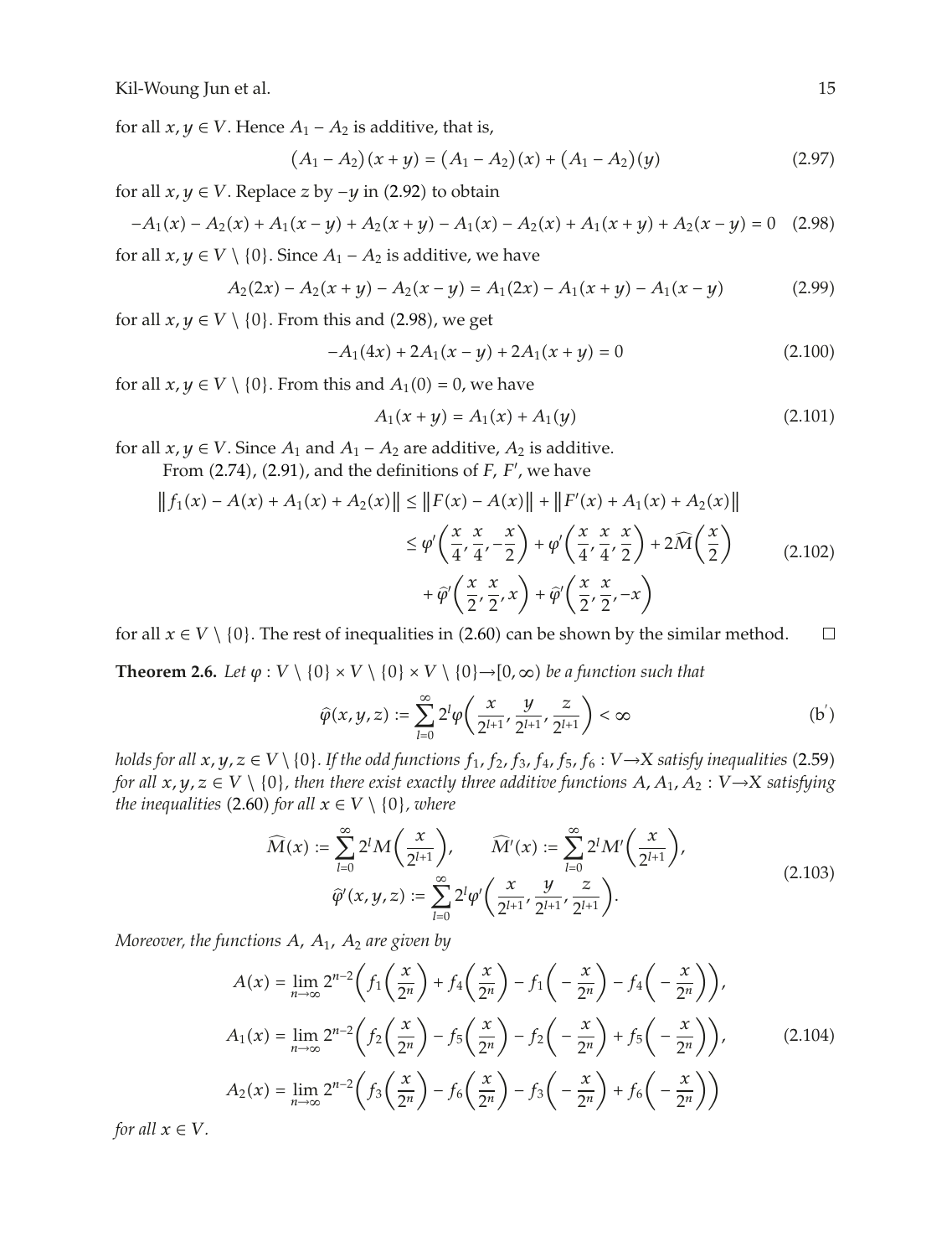for all $x, y \in V$. Hence $A_1 - A_2$ is additive, that is,

$$(A_1 - A_2)(x+y) = (A_1 - A_2)(x) + (A_1 - A_2)(y) \tag{2.97}$$

for all $x, y \in V$. Replace $z$ by $-y$ in (2.92) to obtain

$$-A_1(x) - A_2(x) + A_1(x-y) + A_2(x+y) - A_1(x) - A_2(x) + A_1(x+y) + A_2(x-y) = 0 \tag{2.98}$$

for all $x, y \in V \setminus \{0\}$. Since $A_1 - A_2$ is additive, we have

$$A_2(2x) - A_2(x+y) - A_2(x-y) = A_1(2x) - A_1(x+y) - A_1(x-y) \tag{2.99}$$

for all $x, y \in V \setminus \{0\}$. From this and (2.98), we get

$$-A_1(4x) + 2A_1(x-y) + 2A_1(x+y) = 0 \tag{2.100}$$

for all $x, y \in V \setminus \{0\}$. From this and $A_1(0) = 0$, we have

$$A_1(x+y) = A_1(x) + A_1(y) \tag{2.101}$$

for all $x, y \in V$. Since $A_1$ and $A_1 - A_2$ are additive, $A_2$ is additive.

From (2.74), (2.91), and the definitions of $F$, $F'$, we have

$$\begin{aligned}\left\| f_1(x) - A(x) + A_1(x) + A_2(x) \right\| &\le \left\| F(x) - A(x) \right\| + \left\| F'(x) + A_1(x) + A_2(x) \right\| \\ &\le \varphi'\left(\frac{x}{4}, \frac{x}{4}, -\frac{x}{2}\right) + \varphi'\left(\frac{x}{4}, \frac{x}{4}, \frac{x}{2}\right) + 2\widehat{M}\left(\frac{x}{2}\right) \\ &\quad + \widehat{\varphi}'\left(\frac{x}{2}, \frac{x}{2}, x\right) + \widehat{\varphi}'\left(\frac{x}{2}, \frac{x}{2}, -x\right)\end{aligned} \tag{2.102}$$

for all $x \in V \setminus \{0\}$. The rest of inequalities in (2.60) can be shown by the similar method. $\square$

**Theorem 2.6.** *Let $\varphi : V \setminus \{0\} \times V \setminus \{0\} \times V \setminus \{0\} \to [0, \infty)$ be a function such that*

$$\widehat{\varphi}(x, y, z) := \sum_{l=0}^{\infty} 2^l \varphi\left(\frac{x}{2^{l+1}}, \frac{y}{2^{l+1}}, \frac{z}{2^{l+1}}\right) < \infty \tag{b$'$}$$

*holds for all $x, y, z \in V \setminus \{0\}$. If the odd functions $f_1, f_2, f_3, f_4, f_5, f_6 : V \to X$ satisfy inequalities (2.59) for all $x, y, z \in V \setminus \{0\}$, then there exist exactly three additive functions $A, A_1, A_2 : V \to X$ satisfying the inequalities (2.60) for all $x \in V \setminus \{0\}$, where*

$$\begin{aligned}\widehat{M}(x) := \sum_{l=0}^{\infty} 2^l M\left(\frac{x}{2^{l+1}}\right), \qquad \widehat{M'}(x) := \sum_{l=0}^{\infty} 2^l M'\left(\frac{x}{2^{l+1}}\right), \\ \widehat{\varphi}'(x, y, z) := \sum_{l=0}^{\infty} 2^l \varphi'\left(\frac{x}{2^{l+1}}, \frac{y}{2^{l+1}}, \frac{z}{2^{l+1}}\right).\end{aligned} \tag{2.103}$$

*Moreover, the functions $A$, $A_1$, $A_2$ are given by*

$$\begin{aligned}A(x) &= \lim_{n\to\infty} 2^{n-2}\left(f_1\left(\frac{x}{2^n}\right) + f_4\left(\frac{x}{2^n}\right) - f_1\left(-\frac{x}{2^n}\right) - f_4\left(-\frac{x}{2^n}\right)\right), \\ A_1(x) &= \lim_{n\to\infty} 2^{n-2}\left(f_2\left(\frac{x}{2^n}\right) - f_5\left(\frac{x}{2^n}\right) - f_2\left(-\frac{x}{2^n}\right) + f_5\left(-\frac{x}{2^n}\right)\right), \\ A_2(x) &= \lim_{n\to\infty} 2^{n-2}\left(f_3\left(\frac{x}{2^n}\right) - f_6\left(\frac{x}{2^n}\right) - f_3\left(-\frac{x}{2^n}\right) + f_6\left(-\frac{x}{2^n}\right)\right)\end{aligned} \tag{2.104}$$

*for all $x \in V$.*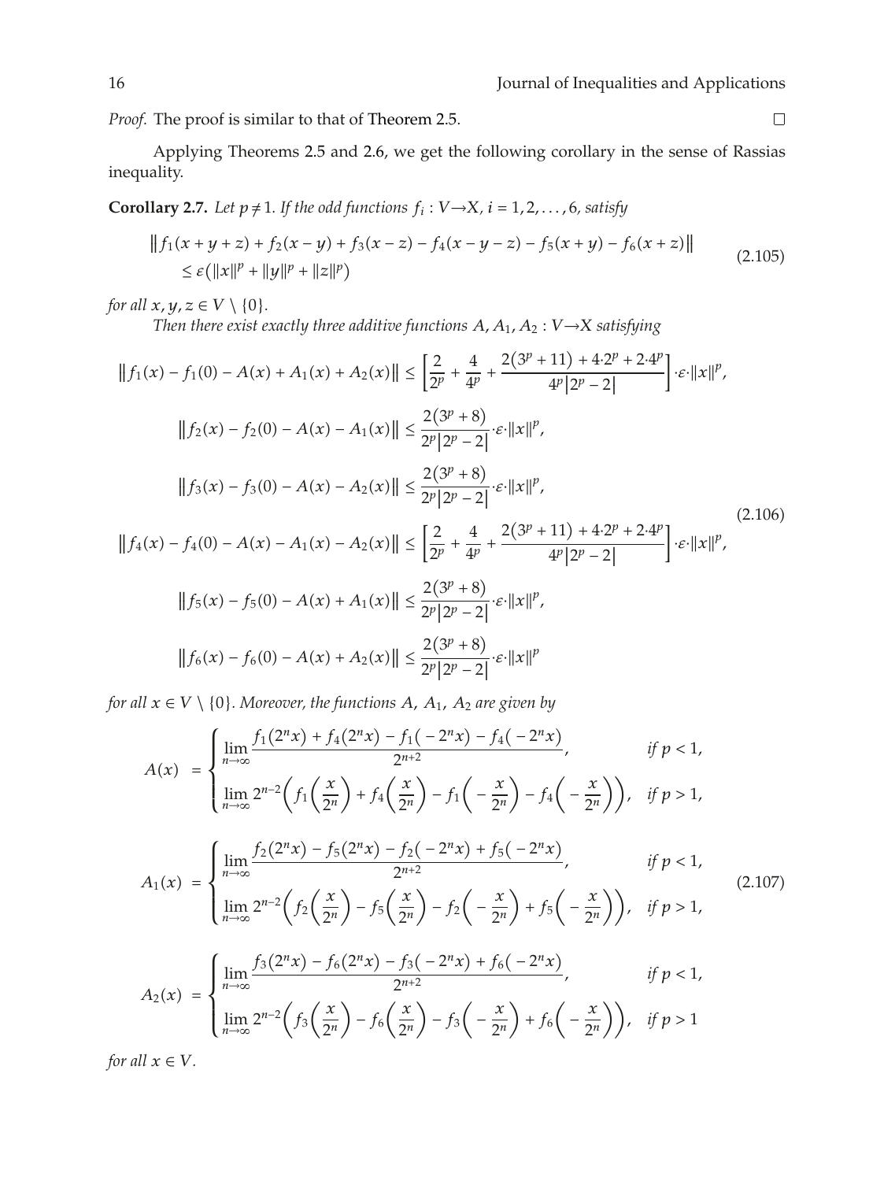*Proof.* The proof is similar to that of Theorem 2.5. □

Applying Theorems 2.5 and 2.6, we get the following corollary in the sense of Rassias inequality.

**Corollary 2.7.** *Let $p \neq 1$. If the odd functions $f_i : V \to X$, $i = 1, 2, \ldots, 6$, satisfy*

$$
\begin{aligned}
&\left\| f_1(x+y+z) + f_2(x-y) + f_3(x-z) - f_4(x-y-z) - f_5(x+y) - f_6(x+z) \right\| \\
&\quad \le \varepsilon\left(\|x\|^p + \|y\|^p + \|z\|^p\right)
\end{aligned}
\tag{2.105}
$$

*for all $x, y, z \in V \setminus \{0\}$.*

*Then there exist exactly three additive functions $A, A_1, A_2 : V \to X$ satisfying*

$$
\begin{aligned}
\left\| f_1(x) - f_1(0) - A(x) + A_1(x) + A_2(x) \right\| &\le \left[ \frac{2}{2^p} + \frac{4}{4^p} + \frac{2\left(3^p + 11\right) + 4 \cdot 2^p + 2 \cdot 4^p}{4^p \left|2^p - 2\right|} \right] \cdot \varepsilon \cdot \|x\|^p, \\
\left\| f_2(x) - f_2(0) - A(x) - A_1(x) \right\| &\le \frac{2\left(3^p + 8\right)}{2^p \left|2^p - 2\right|} \cdot \varepsilon \cdot \|x\|^p, \\
\left\| f_3(x) - f_3(0) - A(x) - A_2(x) \right\| &\le \frac{2\left(3^p + 8\right)}{2^p \left|2^p - 2\right|} \cdot \varepsilon \cdot \|x\|^p, \\
\left\| f_4(x) - f_4(0) - A(x) - A_1(x) - A_2(x) \right\| &\le \left[ \frac{2}{2^p} + \frac{4}{4^p} + \frac{2\left(3^p + 11\right) + 4 \cdot 2^p + 2 \cdot 4^p}{4^p \left|2^p - 2\right|} \right] \cdot \varepsilon \cdot \|x\|^p, \\
\left\| f_5(x) - f_5(0) - A(x) + A_1(x) \right\| &\le \frac{2\left(3^p + 8\right)}{2^p \left|2^p - 2\right|} \cdot \varepsilon \cdot \|x\|^p, \\
\left\| f_6(x) - f_6(0) - A(x) + A_2(x) \right\| &\le \frac{2\left(3^p + 8\right)}{2^p \left|2^p - 2\right|} \cdot \varepsilon \cdot \|x\|^p
\end{aligned}
\tag{2.106}
$$

*for all $x \in V \setminus \{0\}$. Moreover, the functions $A$, $A_1$, $A_2$ are given by*

$$
\begin{aligned}
A(x) &= \begin{cases} \displaystyle\lim_{n \to \infty} \frac{f_1(2^n x) + f_4(2^n x) - f_1(-2^n x) - f_4(-2^n x)}{2^{n+2}}, & \text{if } p < 1, \\[2ex] \displaystyle\lim_{n \to \infty} 2^{n-2}\left( f_1\left(\frac{x}{2^n}\right) + f_4\left(\frac{x}{2^n}\right) - f_1\left(-\frac{x}{2^n}\right) - f_4\left(-\frac{x}{2^n}\right) \right), & \text{if } p > 1, \end{cases} \\[3ex]
A_1(x) &= \begin{cases} \displaystyle\lim_{n \to \infty} \frac{f_2(2^n x) - f_5(2^n x) - f_2(-2^n x) + f_5(-2^n x)}{2^{n+2}}, & \text{if } p < 1, \\[2ex] \displaystyle\lim_{n \to \infty} 2^{n-2}\left( f_2\left(\frac{x}{2^n}\right) - f_5\left(\frac{x}{2^n}\right) - f_2\left(-\frac{x}{2^n}\right) + f_5\left(-\frac{x}{2^n}\right) \right), & \text{if } p > 1, \end{cases} \\[3ex]
A_2(x) &= \begin{cases} \displaystyle\lim_{n \to \infty} \frac{f_3(2^n x) - f_6(2^n x) - f_3(-2^n x) + f_6(-2^n x)}{2^{n+2}}, & \text{if } p < 1, \\[2ex] \displaystyle\lim_{n \to \infty} 2^{n-2}\left( f_3\left(\frac{x}{2^n}\right) - f_6\left(\frac{x}{2^n}\right) - f_3\left(-\frac{x}{2^n}\right) + f_6\left(-\frac{x}{2^n}\right) \right), & \text{if } p > 1 \end{cases}
\end{aligned}
\tag{2.107}
$$

*for all $x \in V$.*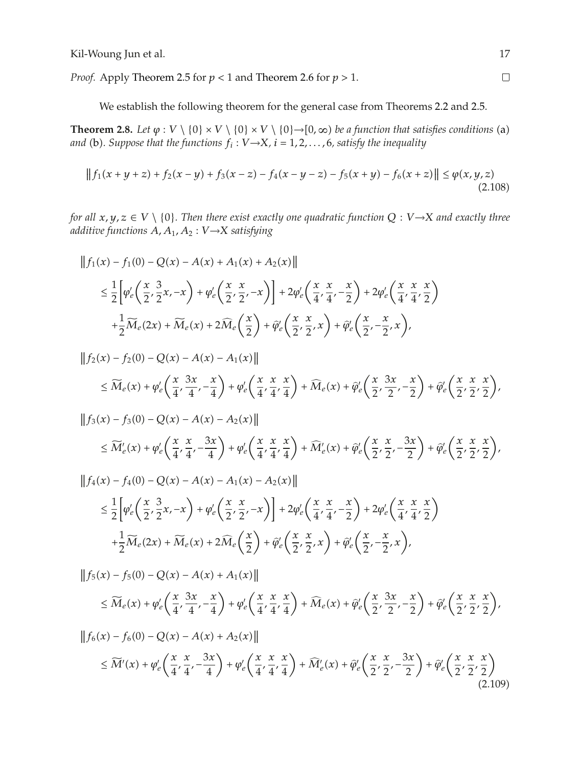*Proof.* Apply Theorem 2.5 for $p < 1$ and Theorem 2.6 for $p > 1$. $\square$

We establish the following theorem for the general case from Theorems 2.2 and 2.5.

**Theorem 2.8.** *Let $\varphi : V \setminus \{0\} \times V \setminus \{0\} \times V \setminus \{0\} \to [0, \infty)$ be a function that satisfies conditions* (a) *and* (b). *Suppose that the functions $f_i : V \to X$, $i = 1, 2, \ldots, 6$, satisfy the inequality*

$$\| f_1(x + y + z) + f_2(x - y) + f_3(x - z) - f_4(x - y - z) - f_5(x + y) - f_6(x + z) \| \leq \varphi(x, y, z) \tag{2.108}$$

*for all $x, y, z \in V \setminus \{0\}$. Then there exist exactly one quadratic function $Q : V \to X$ and exactly three additive functions $A, A_1, A_2 : V \to X$ satisfying*

$$\begin{aligned}
&\| f_1(x) - f_1(0) - Q(x) - A(x) + A_1(x) + A_2(x) \| \\
&\quad \leq \frac{1}{2}\left[\varphi_e'\left(\frac{x}{2}, \frac{3}{2}x, -x\right) + \varphi_e'\left(\frac{x}{2}, \frac{x}{2}, -x\right)\right] + 2\varphi_e'\left(\frac{x}{4}, \frac{x}{4}, -\frac{x}{2}\right) + 2\varphi_e'\left(\frac{x}{4}, \frac{x}{4}, \frac{x}{2}\right) \\
&\qquad + \frac{1}{2}\widetilde{M}_e(2x) + \widetilde{M}_e(x) + 2\widehat{M}_e\left(\frac{x}{2}\right) + \widehat{\varphi}_e'\left(\frac{x}{2}, \frac{x}{2}, x\right) + \widehat{\varphi}_e'\left(\frac{x}{2}, -\frac{x}{2}, x\right), \\
&\| f_2(x) - f_2(0) - Q(x) - A(x) - A_1(x) \| \\
&\quad \leq \widetilde{M}_e(x) + \varphi_e'\left(\frac{x}{4}, \frac{3x}{4}, -\frac{x}{4}\right) + \varphi_e'\left(\frac{x}{4}, \frac{x}{4}, \frac{x}{4}\right) + \widehat{M}_e(x) + \widehat{\varphi}_e'\left(\frac{x}{2}, \frac{3x}{2}, -\frac{x}{2}\right) + \widehat{\varphi}_e'\left(\frac{x}{2}, \frac{x}{2}, \frac{x}{2}\right), \\
&\| f_3(x) - f_3(0) - Q(x) - A(x) - A_2(x) \| \\
&\quad \leq \widetilde{M}_e'(x) + \varphi_e'\left(\frac{x}{4}, \frac{x}{4}, -\frac{3x}{4}\right) + \varphi_e'\left(\frac{x}{4}, \frac{x}{4}, \frac{x}{4}\right) + \widehat{M}_e'(x) + \widehat{\varphi}_e'\left(\frac{x}{2}, \frac{x}{2}, -\frac{3x}{2}\right) + \widehat{\varphi}_e'\left(\frac{x}{2}, \frac{x}{2}, \frac{x}{2}\right), \\
&\| f_4(x) - f_4(0) - Q(x) - A(x) - A_1(x) - A_2(x) \| \\
&\quad \leq \frac{1}{2}\left[\varphi_e'\left(\frac{x}{2}, \frac{3}{2}x, -x\right) + \varphi_e'\left(\frac{x}{2}, \frac{x}{2}, -x\right)\right] + 2\varphi_e'\left(\frac{x}{4}, \frac{x}{4}, -\frac{x}{2}\right) + 2\varphi_e'\left(\frac{x}{4}, \frac{x}{4}, \frac{x}{2}\right) \\
&\qquad + \frac{1}{2}\widetilde{M}_e(2x) + \widetilde{M}_e(x) + 2\widehat{M}_e\left(\frac{x}{2}\right) + \widehat{\varphi}_e'\left(\frac{x}{2}, \frac{x}{2}, x\right) + \widehat{\varphi}_e'\left(\frac{x}{2}, -\frac{x}{2}, x\right), \\
&\| f_5(x) - f_5(0) - Q(x) - A(x) + A_1(x) \| \\
&\quad \leq \widetilde{M}_e(x) + \varphi_e'\left(\frac{x}{4}, \frac{3x}{4}, -\frac{x}{4}\right) + \varphi_e'\left(\frac{x}{4}, \frac{x}{4}, \frac{x}{4}\right) + \widehat{M}_e(x) + \widehat{\varphi}_e'\left(\frac{x}{2}, \frac{3x}{2}, -\frac{x}{2}\right) + \widehat{\varphi}_e'\left(\frac{x}{2}, \frac{x}{2}, \frac{x}{2}\right), \\
&\| f_6(x) - f_6(0) - Q(x) - A(x) + A_2(x) \| \\
&\quad \leq \widetilde{M}'(x) + \varphi_e'\left(\frac{x}{4}, \frac{x}{4}, -\frac{3x}{4}\right) + \varphi_e'\left(\frac{x}{4}, \frac{x}{4}, \frac{x}{4}\right) + \widehat{M}_e'(x) + \widehat{\varphi}_e'\left(\frac{x}{2}, \frac{x}{2}, -\frac{3x}{2}\right) + \widehat{\varphi}_e'\left(\frac{x}{2}, \frac{x}{2}, \frac{x}{2}\right)
\end{aligned} \tag{2.109}$$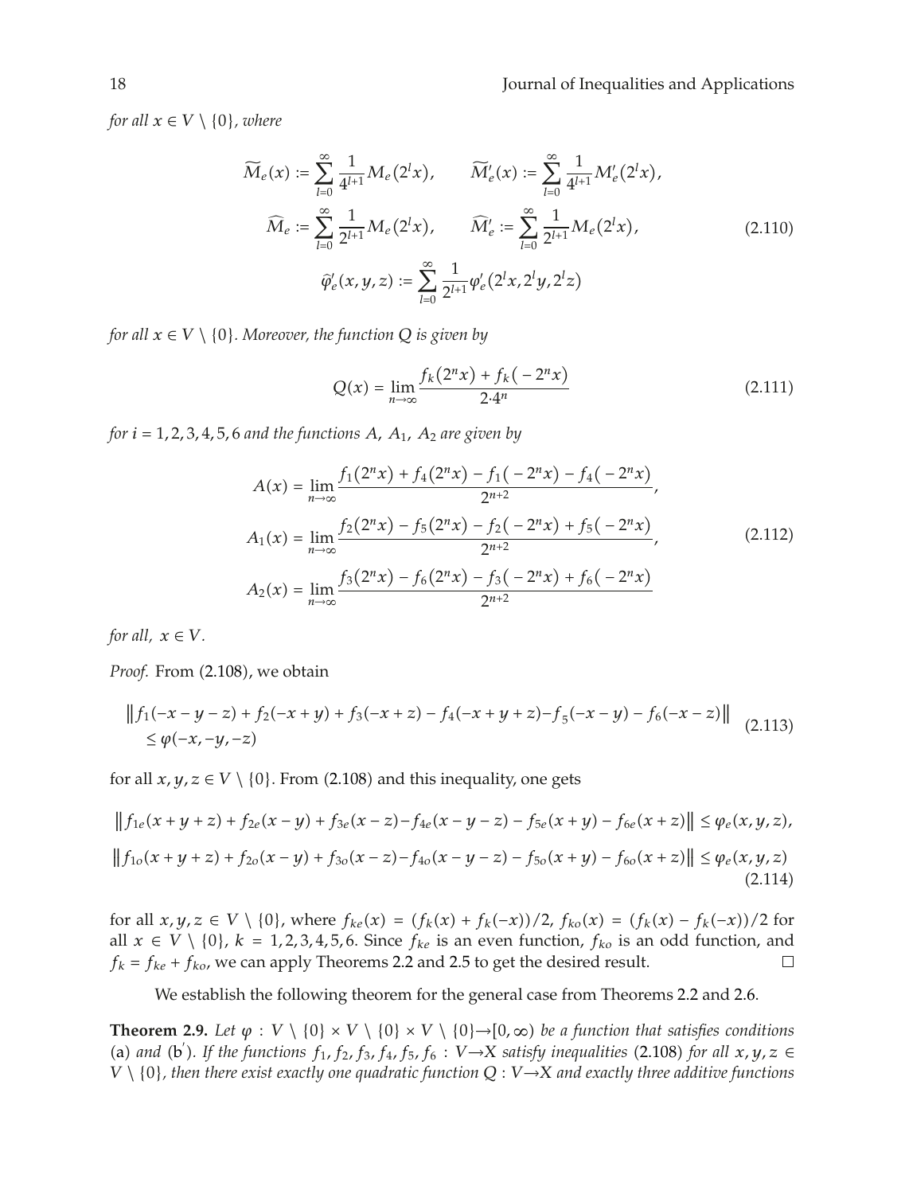*for all* $x \in V \setminus \{0\}$, *where*

$$\widetilde{M}_e(x) := \sum_{l=0}^{\infty} \frac{1}{4^{l+1}} M_e(2^l x), \qquad \widetilde{M}'_e(x) := \sum_{l=0}^{\infty} \frac{1}{4^{l+1}} M'_e(2^l x),$$
$$\widehat{M}_e := \sum_{l=0}^{\infty} \frac{1}{2^{l+1}} M_e(2^l x), \qquad \widehat{M}'_e := \sum_{l=0}^{\infty} \frac{1}{2^{l+1}} M_e(2^l x), \tag{2.110}$$
$$\widehat{\varphi}'_e(x,y,z) := \sum_{l=0}^{\infty} \frac{1}{2^{l+1}} \varphi'_e(2^l x, 2^l y, 2^l z)$$

*for all* $x \in V \setminus \{0\}$. *Moreover, the function* $Q$ *is given by*

$$Q(x) = \lim_{n\to\infty} \frac{f_k(2^n x) + f_k(-2^n x)}{2 \cdot 4^n} \tag{2.111}$$

*for* $i = 1,2,3,4,5,6$ *and the functions* $A$, $A_1$, $A_2$ *are given by*

$$A(x) = \lim_{n\to\infty} \frac{f_1(2^n x) + f_4(2^n x) - f_1(-2^n x) - f_4(-2^n x)}{2^{n+2}},$$
$$A_1(x) = \lim_{n\to\infty} \frac{f_2(2^n x) - f_5(2^n x) - f_2(-2^n x) + f_5(-2^n x)}{2^{n+2}}, \tag{2.112}$$
$$A_2(x) = \lim_{n\to\infty} \frac{f_3(2^n x) - f_6(2^n x) - f_3(-2^n x) + f_6(-2^n x)}{2^{n+2}}$$

*for all,* $x \in V$.

*Proof.* From (2.108), we obtain

$$\begin{aligned}&\| f_1(-x-y-z) + f_2(-x+y) + f_3(-x+z) - f_4(-x+y+z) - f_5(-x-y) - f_6(-x-z) \| \\ &\leq \varphi(-x,-y,-z)\end{aligned} \tag{2.113}$$

for all $x, y, z \in V \setminus \{0\}$. From (2.108) and this inequality, one gets

$$\| f_{1e}(x+y+z) + f_{2e}(x-y) + f_{3e}(x-z) - f_{4e}(x-y-z) - f_{5e}(x+y) - f_{6e}(x+z) \| \leq \varphi_e(x,y,z),$$
$$\| f_{1o}(x+y+z) + f_{2o}(x-y) + f_{3o}(x-z) - f_{4o}(x-y-z) - f_{5o}(x+y) - f_{6o}(x+z) \| \leq \varphi_e(x,y,z) \tag{2.114}$$

for all $x, y, z \in V \setminus \{0\}$, where $f_{ke}(x) = (f_k(x) + f_k(-x))/2$, $f_{ko}(x) = (f_k(x) - f_k(-x))/2$ for all $x \in V \setminus \{0\}$, $k = 1,2,3,4,5,6$. Since $f_{ke}$ is an even function, $f_{ko}$ is an odd function, and $f_k = f_{ke} + f_{ko}$, we can apply Theorems 2.2 and 2.5 to get the desired result. □

We establish the following theorem for the general case from Theorems 2.2 and 2.6.

**Theorem 2.9.** *Let* $\varphi : V \setminus \{0\} \times V \setminus \{0\} \times V \setminus \{0\} \to [0,\infty)$ *be a function that satisfies conditions* (a) *and* (b$'$). *If the functions* $f_1, f_2, f_3, f_4, f_5, f_6 : V \to X$ *satisfy inequalities* (2.108) *for all* $x, y, z \in V \setminus \{0\}$, *then there exist exactly one quadratic function* $Q : V \to X$ *and exactly three additive functions*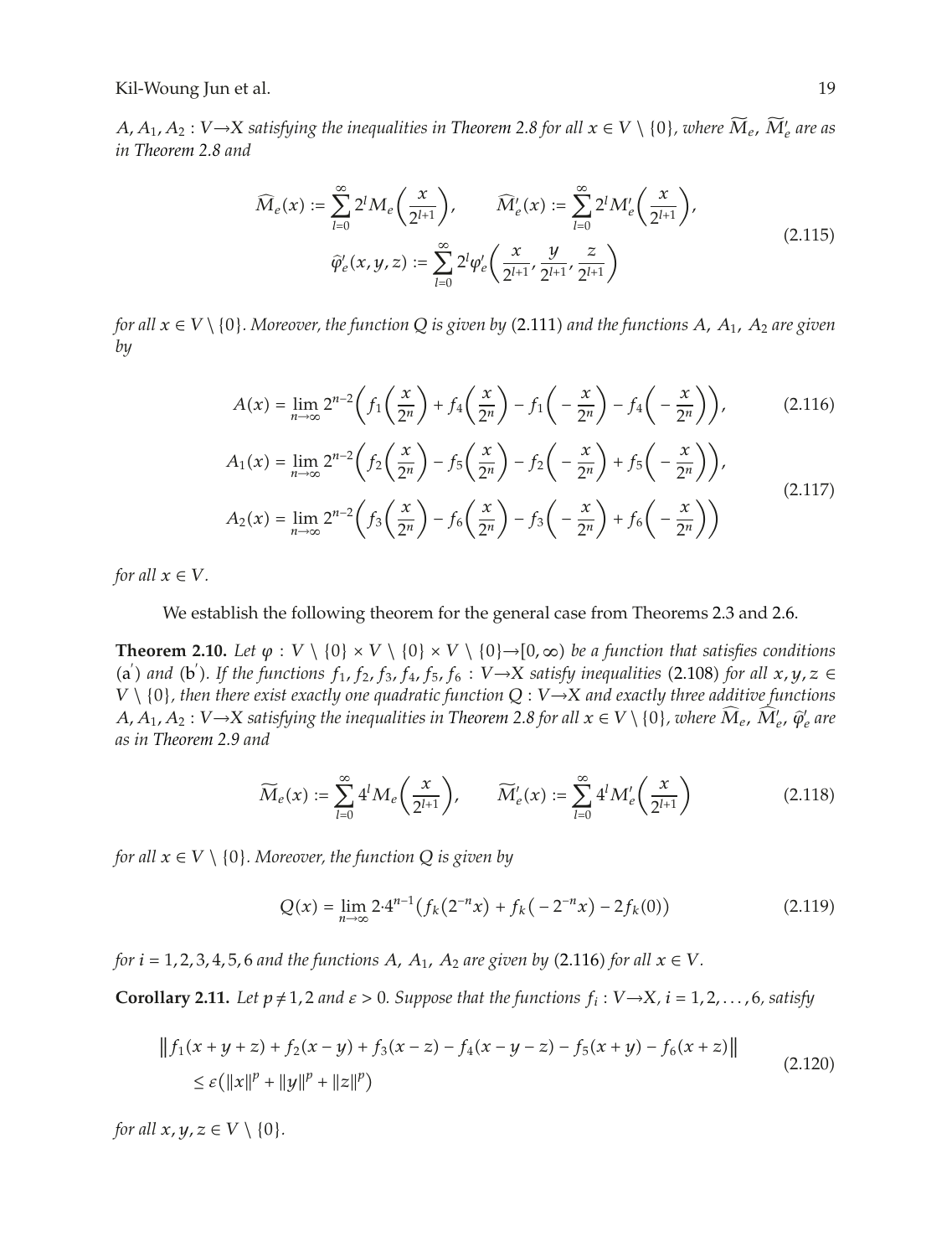*$A, A_1, A_2 : V \to X$ satisfying the inequalities in Theorem 2.8 for all $x \in V \setminus \{0\}$, where $\widetilde{M}_e$, $\widetilde{M}'_e$ are as in Theorem 2.8 and*

$$\widehat{M}_e(x) := \sum_{l=0}^{\infty} 2^l M_e\left(\frac{x}{2^{l+1}}\right), \qquad \widehat{M}'_e(x) := \sum_{l=0}^{\infty} 2^l M'_e\left(\frac{x}{2^{l+1}}\right),$$
$$\widehat{\varphi}'_e(x,y,z) := \sum_{l=0}^{\infty} 2^l \varphi'_e\left(\frac{x}{2^{l+1}}, \frac{y}{2^{l+1}}, \frac{z}{2^{l+1}}\right) \tag{2.115}$$

*for all $x \in V \setminus \{0\}$. Moreover, the function $Q$ is given by* (2.111) *and the functions $A$, $A_1$, $A_2$ are given by*

$$A(x) = \lim_{n\to\infty} 2^{n-2}\left(f_1\left(\frac{x}{2^n}\right) + f_4\left(\frac{x}{2^n}\right) - f_1\left(-\frac{x}{2^n}\right) - f_4\left(-\frac{x}{2^n}\right)\right), \tag{2.116}$$

$$A_1(x) = \lim_{n\to\infty} 2^{n-2}\left(f_2\left(\frac{x}{2^n}\right) - f_5\left(\frac{x}{2^n}\right) - f_2\left(-\frac{x}{2^n}\right) + f_5\left(-\frac{x}{2^n}\right)\right),$$
$$A_2(x) = \lim_{n\to\infty} 2^{n-2}\left(f_3\left(\frac{x}{2^n}\right) - f_6\left(\frac{x}{2^n}\right) - f_3\left(-\frac{x}{2^n}\right) + f_6\left(-\frac{x}{2^n}\right)\right) \tag{2.117}$$

*for all $x \in V$.*

We establish the following theorem for the general case from Theorems 2.3 and 2.6.

**Theorem 2.10.** *Let $\varphi : V \setminus \{0\} \times V \setminus \{0\} \times V \setminus \{0\} \to [0, \infty)$ be a function that satisfies conditions* (a$'$) *and* (b$'$). *If the functions $f_1, f_2, f_3, f_4, f_5, f_6 : V \to X$ satisfy inequalities* (2.108) *for all $x, y, z \in V \setminus \{0\}$, then there exist exactly one quadratic function $Q : V \to X$ and exactly three additive functions $A, A_1, A_2 : V \to X$ satisfying the inequalities in Theorem 2.8 for all $x \in V \setminus \{0\}$, where $\widehat{M}_e$, $\widehat{M}'_e$, $\widehat{\varphi}'_e$ are as in Theorem 2.9 and*

$$\widetilde{M}_e(x) := \sum_{l=0}^{\infty} 4^l M_e\left(\frac{x}{2^{l+1}}\right), \qquad \widetilde{M}'_e(x) := \sum_{l=0}^{\infty} 4^l M'_e\left(\frac{x}{2^{l+1}}\right) \tag{2.118}$$

*for all $x \in V \setminus \{0\}$. Moreover, the function $Q$ is given by*

$$Q(x) = \lim_{n\to\infty} 2 \cdot 4^{n-1}\left(f_k(2^{-n}x) + f_k(-2^{-n}x) - 2f_k(0)\right) \tag{2.119}$$

*for $i = 1, 2, 3, 4, 5, 6$ and the functions $A$, $A_1$, $A_2$ are given by* (2.116) *for all $x \in V$.*

**Corollary 2.11.** *Let $p \neq 1, 2$ and $\varepsilon > 0$. Suppose that the functions $f_i : V \to X$, $i = 1, 2, \ldots, 6$, satisfy*

$$\left\| f_1(x+y+z) + f_2(x-y) + f_3(x-z) - f_4(x-y-z) - f_5(x+y) - f_6(x+z) \right\|$$
$$\leq \varepsilon\left(\|x\|^p + \|y\|^p + \|z\|^p\right) \tag{2.120}$$

*for all $x, y, z \in V \setminus \{0\}$.*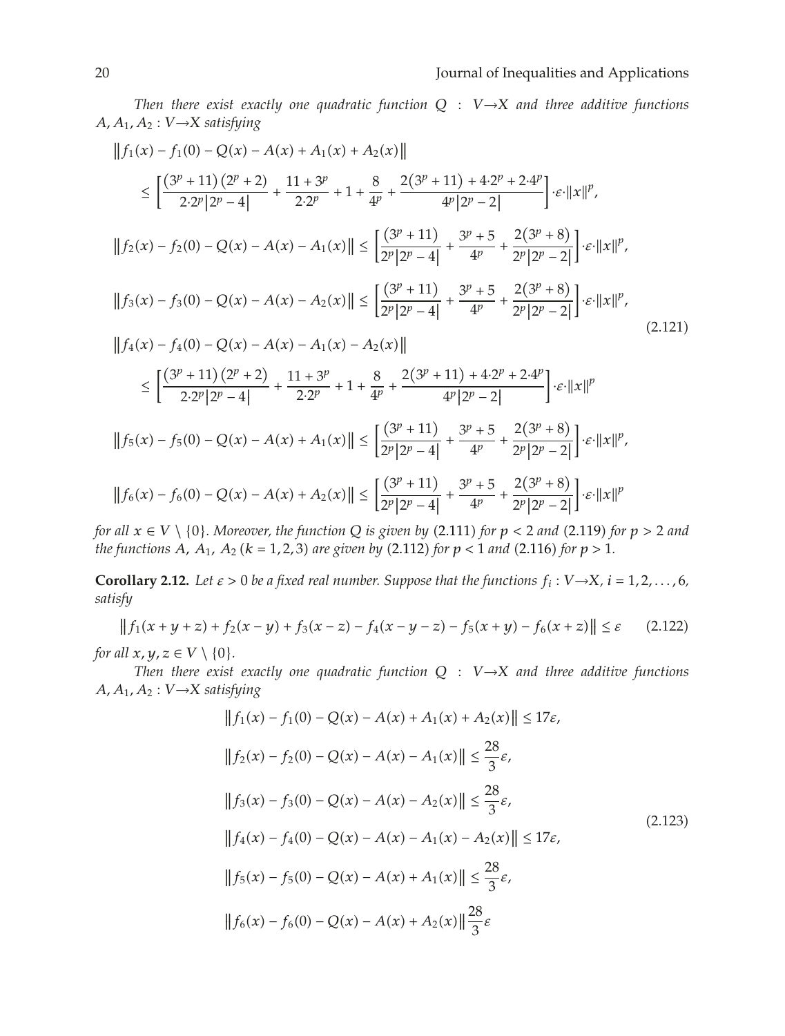*Then there exist exactly one quadratic function $Q : V \to X$ and three additive functions $A, A_1, A_2 : V \to X$ satisfying*

$$
\begin{aligned}
&\left\| f_1(x) - f_1(0) - Q(x) - A(x) + A_1(x) + A_2(x) \right\| \\
&\quad \leq \left[ \frac{(3^p + 11)(2^p + 2)}{2 \cdot 2^p |2^p - 4|} + \frac{11 + 3^p}{2 \cdot 2^p} + 1 + \frac{8}{4^p} + \frac{2(3^p + 11) + 4 \cdot 2^p + 2 \cdot 4^p}{4^p |2^p - 2|} \right] \cdot \varepsilon \cdot \|x\|^p, \\
&\left\| f_2(x) - f_2(0) - Q(x) - A(x) - A_1(x) \right\| \leq \left[ \frac{(3^p + 11)}{2^p |2^p - 4|} + \frac{3^p + 5}{4^p} + \frac{2(3^p + 8)}{2^p |2^p - 2|} \right] \cdot \varepsilon \cdot \|x\|^p, \\
&\left\| f_3(x) - f_3(0) - Q(x) - A(x) - A_2(x) \right\| \leq \left[ \frac{(3^p + 11)}{2^p |2^p - 4|} + \frac{3^p + 5}{4^p} + \frac{2(3^p + 8)}{2^p |2^p - 2|} \right] \cdot \varepsilon \cdot \|x\|^p, \\
&\left\| f_4(x) - f_4(0) - Q(x) - A(x) - A_1(x) - A_2(x) \right\| \\
&\quad \leq \left[ \frac{(3^p + 11)(2^p + 2)}{2 \cdot 2^p |2^p - 4|} + \frac{11 + 3^p}{2 \cdot 2^p} + 1 + \frac{8}{4^p} + \frac{2(3^p + 11) + 4 \cdot 2^p + 2 \cdot 4^p}{4^p |2^p - 2|} \right] \cdot \varepsilon \cdot \|x\|^p \\
&\left\| f_5(x) - f_5(0) - Q(x) - A(x) + A_1(x) \right\| \leq \left[ \frac{(3^p + 11)}{2^p |2^p - 4|} + \frac{3^p + 5}{4^p} + \frac{2(3^p + 8)}{2^p |2^p - 2|} \right] \cdot \varepsilon \cdot \|x\|^p, \\
&\left\| f_6(x) - f_6(0) - Q(x) - A(x) + A_2(x) \right\| \leq \left[ \frac{(3^p + 11)}{2^p |2^p - 4|} + \frac{3^p + 5}{4^p} + \frac{2(3^p + 8)}{2^p |2^p - 2|} \right] \cdot \varepsilon \cdot \|x\|^p
\end{aligned}
\tag{2.121}
$$

*for all $x \in V \setminus \{0\}$. Moreover, the function $Q$ is given by* (2.111) *for $p < 2$ and* (2.119) *for $p > 2$ and the functions $A$, $A_1$, $A_2$ ($k = 1, 2, 3$) are given by* (2.112) *for $p < 1$ and* (2.116) *for $p > 1$.*

**Corollary 2.12.** *Let $\varepsilon > 0$ be a fixed real number. Suppose that the functions $f_i : V \to X$, $i = 1, 2, \ldots, 6$, satisfy*

$$
\left\| f_1(x + y + z) + f_2(x - y) + f_3(x - z) - f_4(x - y - z) - f_5(x + y) - f_6(x + z) \right\| \leq \varepsilon \tag{2.122}
$$

*for all $x, y, z \in V \setminus \{0\}$.*

*Then there exist exactly one quadratic function $Q : V \to X$ and three additive functions $A, A_1, A_2 : V \to X$ satisfying*

$$
\begin{aligned}
&\left\| f_1(x) - f_1(0) - Q(x) - A(x) + A_1(x) + A_2(x) \right\| \leq 17\varepsilon, \\
&\left\| f_2(x) - f_2(0) - Q(x) - A(x) - A_1(x) \right\| \leq \frac{28}{3}\varepsilon, \\
&\left\| f_3(x) - f_3(0) - Q(x) - A(x) - A_2(x) \right\| \leq \frac{28}{3}\varepsilon, \\
&\left\| f_4(x) - f_4(0) - Q(x) - A(x) - A_1(x) - A_2(x) \right\| \leq 17\varepsilon, \\
&\left\| f_5(x) - f_5(0) - Q(x) - A(x) + A_1(x) \right\| \leq \frac{28}{3}\varepsilon, \\
&\left\| f_6(x) - f_6(0) - Q(x) - A(x) + A_2(x) \right\| \frac{28}{3}\varepsilon
\end{aligned}
\tag{2.123}
$$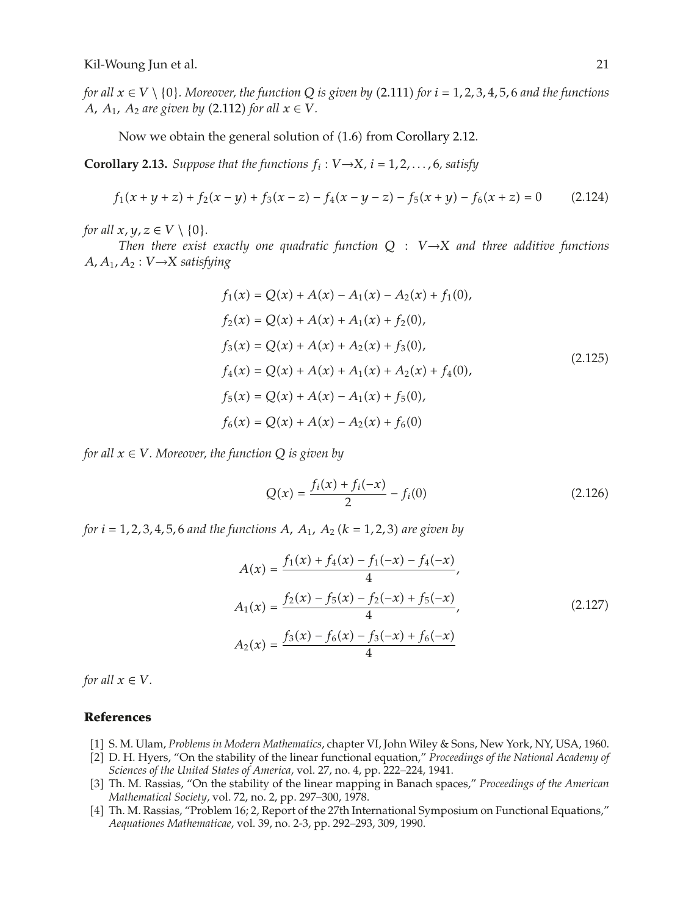*for all $x \in V \setminus \{0\}$. Moreover, the function $Q$ is given by (2.111) for $i = 1, 2, 3, 4, 5, 6$ and the functions $A$, $A_1$, $A_2$ are given by (2.112) for all $x \in V$.*

Now we obtain the general solution of (1.6) from Corollary 2.12.

**Corollary 2.13.** *Suppose that the functions $f_i : V \to X$, $i = 1, 2, \ldots, 6$, satisfy*

$$f_1(x+y+z) + f_2(x-y) + f_3(x-z) - f_4(x-y-z) - f_5(x+y) - f_6(x+z) = 0 \tag{2.124}$$

*for all $x, y, z \in V \setminus \{0\}$.*

*Then there exist exactly one quadratic function $Q : V \to X$ and three additive functions $A, A_1, A_2 : V \to X$ satisfying*

$$\begin{aligned}
f_1(x) &= Q(x) + A(x) - A_1(x) - A_2(x) + f_1(0), \\
f_2(x) &= Q(x) + A(x) + A_1(x) + f_2(0), \\
f_3(x) &= Q(x) + A(x) + A_2(x) + f_3(0), \\
f_4(x) &= Q(x) + A(x) + A_1(x) + A_2(x) + f_4(0), \\
f_5(x) &= Q(x) + A(x) - A_1(x) + f_5(0), \\
f_6(x) &= Q(x) + A(x) - A_2(x) + f_6(0)
\end{aligned} \tag{2.125}$$

*for all $x \in V$. Moreover, the function $Q$ is given by*

$$Q(x) = \frac{f_i(x) + f_i(-x)}{2} - f_i(0) \tag{2.126}$$

*for $i = 1, 2, 3, 4, 5, 6$ and the functions $A$, $A_1$, $A_2$ $(k = 1, 2, 3)$ are given by*

$$\begin{aligned}
A(x) &= \frac{f_1(x) + f_4(x) - f_1(-x) - f_4(-x)}{4}, \\
A_1(x) &= \frac{f_2(x) - f_5(x) - f_2(-x) + f_5(-x)}{4}, \\
A_2(x) &= \frac{f_3(x) - f_6(x) - f_3(-x) + f_6(-x)}{4}
\end{aligned} \tag{2.127}$$

*for all $x \in V$.*

## References

[1] S. M. Ulam, *Problems in Modern Mathematics*, chapter VI, John Wiley & Sons, New York, NY, USA, 1960.

[2] D. H. Hyers, "On the stability of the linear functional equation," *Proceedings of the National Academy of Sciences of the United States of America*, vol. 27, no. 4, pp. 222–224, 1941.

[3] Th. M. Rassias, "On the stability of the linear mapping in Banach spaces," *Proceedings of the American Mathematical Society*, vol. 72, no. 2, pp. 297–300, 1978.

[4] Th. M. Rassias, "Problem 16; 2, Report of the 27th International Symposium on Functional Equations," *Aequationes Mathematicae*, vol. 39, no. 2-3, pp. 292–293, 309, 1990.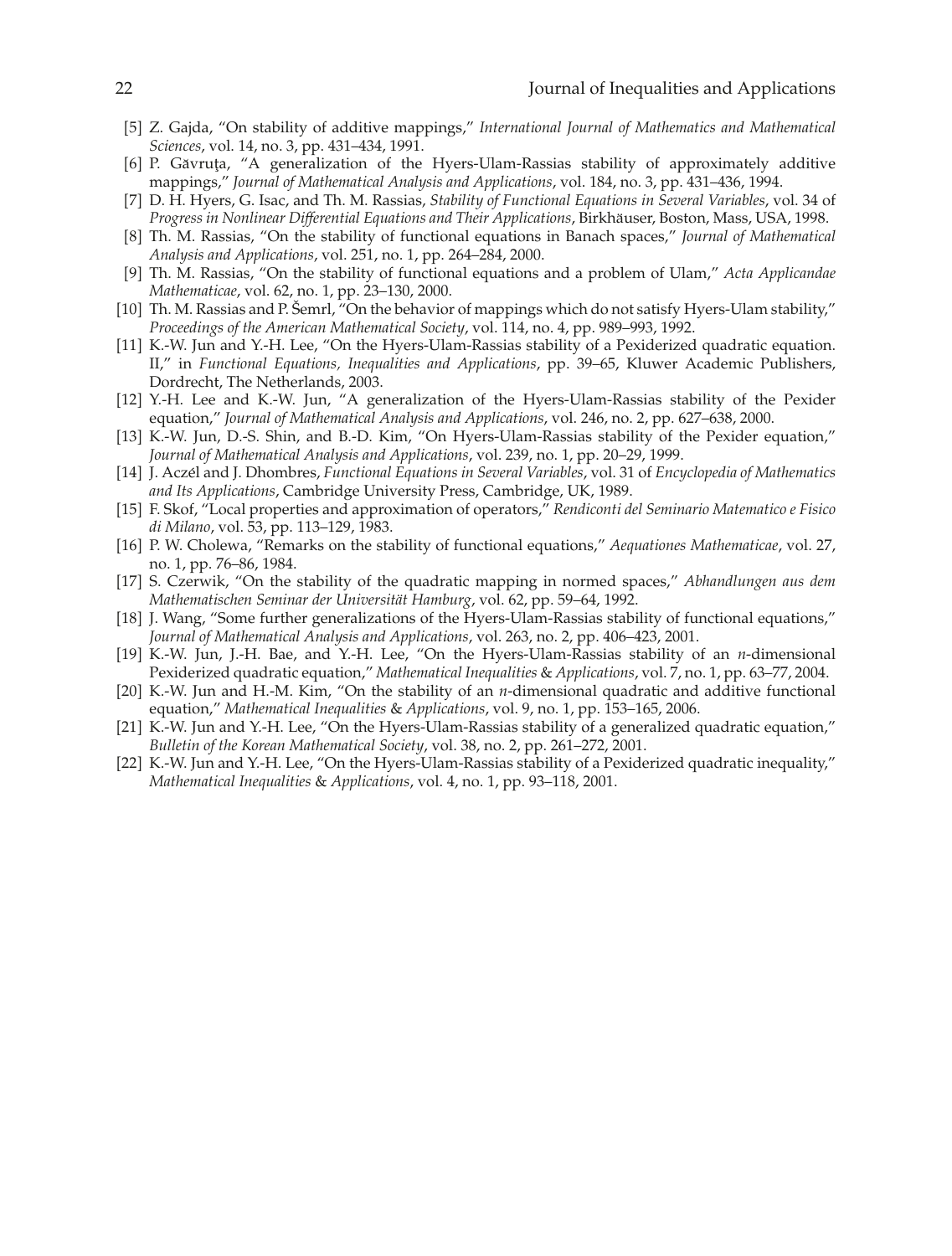[5] Z. Gajda, "On stability of additive mappings," *International Journal of Mathematics and Mathematical Sciences*, vol. 14, no. 3, pp. 431–434, 1991.

[6] P. Găvruţa, "A generalization of the Hyers-Ulam-Rassias stability of approximately additive mappings," *Journal of Mathematical Analysis and Applications*, vol. 184, no. 3, pp. 431–436, 1994.

[7] D. H. Hyers, G. Isac, and Th. M. Rassias, *Stability of Functional Equations in Several Variables*, vol. 34 of *Progress in Nonlinear Differential Equations and Their Applications*, Birkhäuser, Boston, Mass, USA, 1998.

[8] Th. M. Rassias, "On the stability of functional equations in Banach spaces," *Journal of Mathematical Analysis and Applications*, vol. 251, no. 1, pp. 264–284, 2000.

[9] Th. M. Rassias, "On the stability of functional equations and a problem of Ulam," *Acta Applicandae Mathematicae*, vol. 62, no. 1, pp. 23–130, 2000.

[10] Th. M. Rassias and P. Šemrl, "On the behavior of mappings which do not satisfy Hyers-Ulam stability," *Proceedings of the American Mathematical Society*, vol. 114, no. 4, pp. 989–993, 1992.

[11] K.-W. Jun and Y.-H. Lee, "On the Hyers-Ulam-Rassias stability of a Pexiderized quadratic equation. II," in *Functional Equations, Inequalities and Applications*, pp. 39–65, Kluwer Academic Publishers, Dordrecht, The Netherlands, 2003.

[12] Y.-H. Lee and K.-W. Jun, "A generalization of the Hyers-Ulam-Rassias stability of the Pexider equation," *Journal of Mathematical Analysis and Applications*, vol. 246, no. 2, pp. 627–638, 2000.

[13] K.-W. Jun, D.-S. Shin, and B.-D. Kim, "On Hyers-Ulam-Rassias stability of the Pexider equation," *Journal of Mathematical Analysis and Applications*, vol. 239, no. 1, pp. 20–29, 1999.

[14] J. Aczél and J. Dhombres, *Functional Equations in Several Variables*, vol. 31 of *Encyclopedia of Mathematics and Its Applications*, Cambridge University Press, Cambridge, UK, 1989.

[15] F. Skof, "Local properties and approximation of operators," *Rendiconti del Seminario Matematico e Fisico di Milano*, vol. 53, pp. 113–129, 1983.

[16] P. W. Cholewa, "Remarks on the stability of functional equations," *Aequationes Mathematicae*, vol. 27, no. 1, pp. 76–86, 1984.

[17] S. Czerwik, "On the stability of the quadratic mapping in normed spaces," *Abhandlungen aus dem Mathematischen Seminar der Universität Hamburg*, vol. 62, pp. 59–64, 1992.

[18] J. Wang, "Some further generalizations of the Hyers-Ulam-Rassias stability of functional equations," *Journal of Mathematical Analysis and Applications*, vol. 263, no. 2, pp. 406–423, 2001.

[19] K.-W. Jun, J.-H. Bae, and Y.-H. Lee, "On the Hyers-Ulam-Rassias stability of an $n$-dimensional Pexiderized quadratic equation," *Mathematical Inequalities & Applications*, vol. 7, no. 1, pp. 63–77, 2004.

[20] K.-W. Jun and H.-M. Kim, "On the stability of an $n$-dimensional quadratic and additive functional equation," *Mathematical Inequalities & Applications*, vol. 9, no. 1, pp. 153–165, 2006.

[21] K.-W. Jun and Y.-H. Lee, "On the Hyers-Ulam-Rassias stability of a generalized quadratic equation," *Bulletin of the Korean Mathematical Society*, vol. 38, no. 2, pp. 261–272, 2001.

[22] K.-W. Jun and Y.-H. Lee, "On the Hyers-Ulam-Rassias stability of a Pexiderized quadratic inequality," *Mathematical Inequalities & Applications*, vol. 4, no. 1, pp. 93–118, 2001.